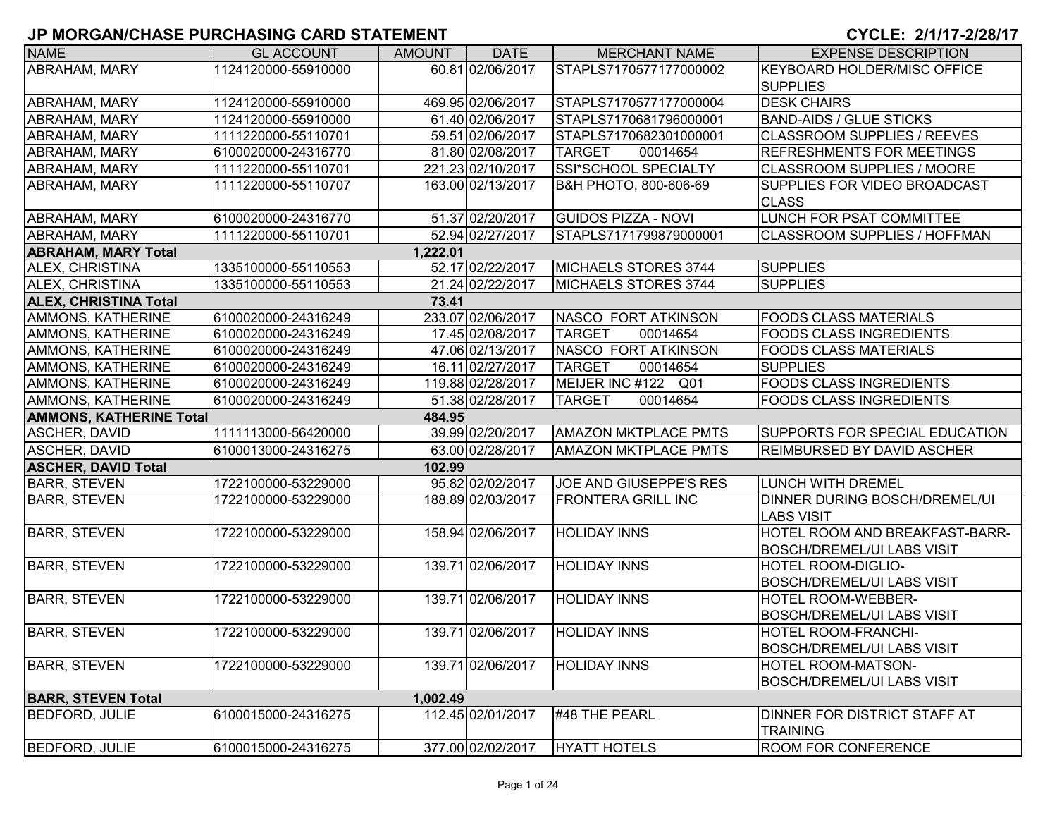# JP MORGAN/CHASE PURCHASING CARD STATEMENT

**CYCLE: 2/1/17-2/28/17**

| NAME | GL ACCOUNT | AMOUNT | DATE | MERCHANT NAME | EXPENSE DESCRIPTION |
|---|---|---|---|---|---|
| ABRAHAM, MARY | 1124120000-55910000 | 60.81 | 02/06/2017 | STAPLS7170577177000002 | KEYBOARD HOLDER/MISC OFFICE SUPPLIES |
| ABRAHAM, MARY | 1124120000-55910000 | 469.95 | 02/06/2017 | STAPLS7170577177000004 | DESK CHAIRS |
| ABRAHAM, MARY | 1124120000-55910000 | 61.40 | 02/06/2017 | STAPLS7170681796000001 | BAND-AIDS / GLUE STICKS |
| ABRAHAM, MARY | 1111220000-55110701 | 59.51 | 02/06/2017 | STAPLS7170682301000001 | CLASSROOM SUPPLIES / REEVES |
| ABRAHAM, MARY | 6100020000-24316770 | 81.80 | 02/08/2017 | TARGET 00014654 | REFRESHMENTS FOR MEETINGS |
| ABRAHAM, MARY | 1111220000-55110701 | 221.23 | 02/10/2017 | SSI*SCHOOL SPECIALTY | CLASSROOM SUPPLIES / MOORE |
| ABRAHAM, MARY | 1111220000-55110707 | 163.00 | 02/13/2017 | B&H PHOTO, 800-606-69 | SUPPLIES FOR VIDEO BROADCAST CLASS |
| ABRAHAM, MARY | 6100020000-24316770 | 51.37 | 02/20/2017 | GUIDOS PIZZA - NOVI | LUNCH FOR PSAT COMMITTEE |
| ABRAHAM, MARY | 1111220000-55110701 | 52.94 | 02/27/2017 | STAPLS7171799879000001 | CLASSROOM SUPPLIES / HOFFMAN |
| **ABRAHAM, MARY Total** | | **1,222.01** | | | |
| ALEX, CHRISTINA | 1335100000-55110553 | 52.17 | 02/22/2017 | MICHAELS STORES 3744 | SUPPLIES |
| ALEX, CHRISTINA | 1335100000-55110553 | 21.24 | 02/22/2017 | MICHAELS STORES 3744 | SUPPLIES |
| **ALEX, CHRISTINA Total** | | **73.41** | | | |
| AMMONS, KATHERINE | 6100020000-24316249 | 233.07 | 02/06/2017 | NASCO FORT ATKINSON | FOODS CLASS MATERIALS |
| AMMONS, KATHERINE | 6100020000-24316249 | 17.45 | 02/08/2017 | TARGET 00014654 | FOODS CLASS INGREDIENTS |
| AMMONS, KATHERINE | 6100020000-24316249 | 47.06 | 02/13/2017 | NASCO FORT ATKINSON | FOODS CLASS MATERIALS |
| AMMONS, KATHERINE | 6100020000-24316249 | 16.11 | 02/27/2017 | TARGET 00014654 | SUPPLIES |
| AMMONS, KATHERINE | 6100020000-24316249 | 119.88 | 02/28/2017 | MEIJER INC #122 Q01 | FOODS CLASS INGREDIENTS |
| AMMONS, KATHERINE | 6100020000-24316249 | 51.38 | 02/28/2017 | TARGET 00014654 | FOODS CLASS INGREDIENTS |
| **AMMONS, KATHERINE Total** | | **484.95** | | | |
| ASCHER, DAVID | 1111113000-56420000 | 39.99 | 02/20/2017 | AMAZON MKTPLACE PMTS | SUPPORTS FOR SPECIAL EDUCATION |
| ASCHER, DAVID | 6100013000-24316275 | 63.00 | 02/28/2017 | AMAZON MKTPLACE PMTS | REIMBURSED BY DAVID ASCHER |
| **ASCHER, DAVID Total** | | **102.99** | | | |
| BARR, STEVEN | 1722100000-53229000 | 95.82 | 02/02/2017 | JOE AND GIUSEPPE'S RES | LUNCH WITH DREMEL |
| BARR, STEVEN | 1722100000-53229000 | 188.89 | 02/03/2017 | FRONTERA GRILL INC | DINNER DURING BOSCH/DREMEL/UI LABS VISIT |
| BARR, STEVEN | 1722100000-53229000 | 158.94 | 02/06/2017 | HOLIDAY INNS | HOTEL ROOM AND BREAKFAST-BARR-BOSCH/DREMEL/UI LABS VISIT |
| BARR, STEVEN | 1722100000-53229000 | 139.71 | 02/06/2017 | HOLIDAY INNS | HOTEL ROOM-DIGLIO-BOSCH/DREMEL/UI LABS VISIT |
| BARR, STEVEN | 1722100000-53229000 | 139.71 | 02/06/2017 | HOLIDAY INNS | HOTEL ROOM-WEBBER-BOSCH/DREMEL/UI LABS VISIT |
| BARR, STEVEN | 1722100000-53229000 | 139.71 | 02/06/2017 | HOLIDAY INNS | HOTEL ROOM-FRANCHI-BOSCH/DREMEL/UI LABS VISIT |
| BARR, STEVEN | 1722100000-53229000 | 139.71 | 02/06/2017 | HOLIDAY INNS | HOTEL ROOM-MATSON-BOSCH/DREMEL/UI LABS VISIT |
| **BARR, STEVEN Total** | | **1,002.49** | | | |
| BEDFORD, JULIE | 6100015000-24316275 | 112.45 | 02/01/2017 | #48 THE PEARL | DINNER FOR DISTRICT STAFF AT TRAINING |
| BEDFORD, JULIE | 6100015000-24316275 | 377.00 | 02/02/2017 | HYATT HOTELS | ROOM FOR CONFERENCE |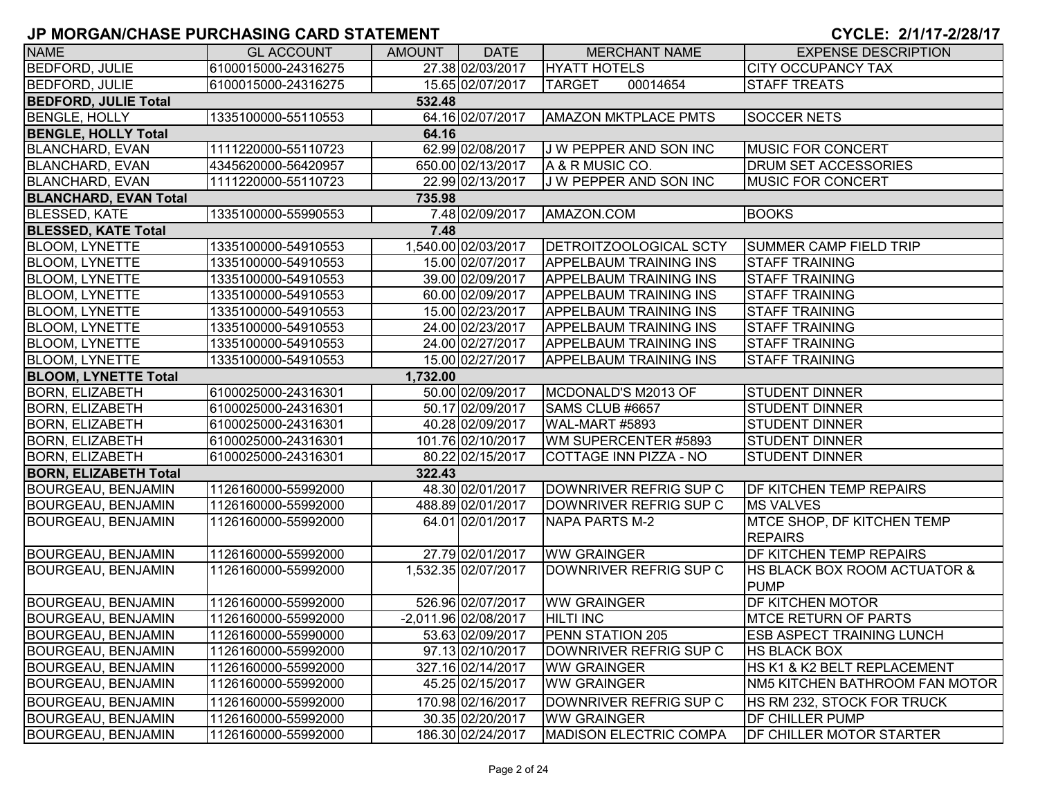# JP MORGAN/CHASE PURCHASING CARD STATEMENT

**CYCLE: 2/1/17-2/28/17**

| NAME | GL ACCOUNT | AMOUNT | DATE | MERCHANT NAME | EXPENSE DESCRIPTION |
|---|---|---|---|---|---|
| BEDFORD, JULIE | 6100015000-24316275 | 27.38 | 02/03/2017 | HYATT HOTELS | CITY OCCUPANCY TAX |
| BEDFORD, JULIE | 6100015000-24316275 | 15.65 | 02/07/2017 | TARGET 00014654 | STAFF TREATS |
| **BEDFORD, JULIE Total** | | **532.48** | | | |
| BENGLE, HOLLY | 1335100000-55110553 | 64.16 | 02/07/2017 | AMAZON MKTPLACE PMTS | SOCCER NETS |
| **BENGLE, HOLLY Total** | | **64.16** | | | |
| BLANCHARD, EVAN | 1111220000-55110723 | 62.99 | 02/08/2017 | J W PEPPER AND SON INC | MUSIC FOR CONCERT |
| BLANCHARD, EVAN | 4345620000-56420957 | 650.00 | 02/13/2017 | A & R MUSIC CO. | DRUM SET ACCESSORIES |
| BLANCHARD, EVAN | 1111220000-55110723 | 22.99 | 02/13/2017 | J W PEPPER AND SON INC | MUSIC FOR CONCERT |
| **BLANCHARD, EVAN Total** | | **735.98** | | | |
| BLESSED, KATE | 1335100000-55990553 | 7.48 | 02/09/2017 | AMAZON.COM | BOOKS |
| **BLESSED, KATE Total** | | **7.48** | | | |
| BLOOM, LYNETTE | 1335100000-54910553 | 1,540.00 | 02/03/2017 | DETROITZOOLOGICAL SCTY | SUMMER CAMP FIELD TRIP |
| BLOOM, LYNETTE | 1335100000-54910553 | 15.00 | 02/07/2017 | APPELBAUM TRAINING INS | STAFF TRAINING |
| BLOOM, LYNETTE | 1335100000-54910553 | 39.00 | 02/09/2017 | APPELBAUM TRAINING INS | STAFF TRAINING |
| BLOOM, LYNETTE | 1335100000-54910553 | 60.00 | 02/09/2017 | APPELBAUM TRAINING INS | STAFF TRAINING |
| BLOOM, LYNETTE | 1335100000-54910553 | 15.00 | 02/23/2017 | APPELBAUM TRAINING INS | STAFF TRAINING |
| BLOOM, LYNETTE | 1335100000-54910553 | 24.00 | 02/23/2017 | APPELBAUM TRAINING INS | STAFF TRAINING |
| BLOOM, LYNETTE | 1335100000-54910553 | 24.00 | 02/27/2017 | APPELBAUM TRAINING INS | STAFF TRAINING |
| BLOOM, LYNETTE | 1335100000-54910553 | 15.00 | 02/27/2017 | APPELBAUM TRAINING INS | STAFF TRAINING |
| **BLOOM, LYNETTE Total** | | **1,732.00** | | | |
| BORN, ELIZABETH | 6100025000-24316301 | 50.00 | 02/09/2017 | MCDONALD'S M2013 OF | STUDENT DINNER |
| BORN, ELIZABETH | 6100025000-24316301 | 50.17 | 02/09/2017 | SAMS CLUB #6657 | STUDENT DINNER |
| BORN, ELIZABETH | 6100025000-24316301 | 40.28 | 02/09/2017 | WAL-MART #5893 | STUDENT DINNER |
| BORN, ELIZABETH | 6100025000-24316301 | 101.76 | 02/10/2017 | WM SUPERCENTER #5893 | STUDENT DINNER |
| BORN, ELIZABETH | 6100025000-24316301 | 80.22 | 02/15/2017 | COTTAGE INN PIZZA - NO | STUDENT DINNER |
| **BORN, ELIZABETH Total** | | **322.43** | | | |
| BOURGEAU, BENJAMIN | 1126160000-55992000 | 48.30 | 02/01/2017 | DOWNRIVER REFRIG SUP C | DF KITCHEN TEMP REPAIRS |
| BOURGEAU, BENJAMIN | 1126160000-55992000 | 488.89 | 02/01/2017 | DOWNRIVER REFRIG SUP C | MS VALVES |
| BOURGEAU, BENJAMIN | 1126160000-55992000 | 64.01 | 02/01/2017 | NAPA PARTS M-2 | MTCE SHOP, DF KITCHEN TEMP REPAIRS |
| BOURGEAU, BENJAMIN | 1126160000-55992000 | 27.79 | 02/01/2017 | WW GRAINGER | DF KITCHEN TEMP REPAIRS |
| BOURGEAU, BENJAMIN | 1126160000-55992000 | 1,532.35 | 02/07/2017 | DOWNRIVER REFRIG SUP C | HS BLACK BOX ROOM ACTUATOR & PUMP |
| BOURGEAU, BENJAMIN | 1126160000-55992000 | 526.96 | 02/07/2017 | WW GRAINGER | DF KITCHEN MOTOR |
| BOURGEAU, BENJAMIN | 1126160000-55992000 | -2,011.96 | 02/08/2017 | HILTI INC | MTCE RETURN OF PARTS |
| BOURGEAU, BENJAMIN | 1126160000-55990000 | 53.63 | 02/09/2017 | PENN STATION 205 | ESB ASPECT TRAINING LUNCH |
| BOURGEAU, BENJAMIN | 1126160000-55992000 | 97.13 | 02/10/2017 | DOWNRIVER REFRIG SUP C | HS BLACK BOX |
| BOURGEAU, BENJAMIN | 1126160000-55992000 | 327.16 | 02/14/2017 | WW GRAINGER | HS K1 & K2 BELT REPLACEMENT |
| BOURGEAU, BENJAMIN | 1126160000-55992000 | 45.25 | 02/15/2017 | WW GRAINGER | NM5 KITCHEN BATHROOM FAN MOTOR |
| BOURGEAU, BENJAMIN | 1126160000-55992000 | 170.98 | 02/16/2017 | DOWNRIVER REFRIG SUP C | HS RM 232, STOCK FOR TRUCK |
| BOURGEAU, BENJAMIN | 1126160000-55992000 | 30.35 | 02/20/2017 | WW GRAINGER | DF CHILLER PUMP |
| BOURGEAU, BENJAMIN | 1126160000-55992000 | 186.30 | 02/24/2017 | MADISON ELECTRIC COMPA | DF CHILLER MOTOR STARTER |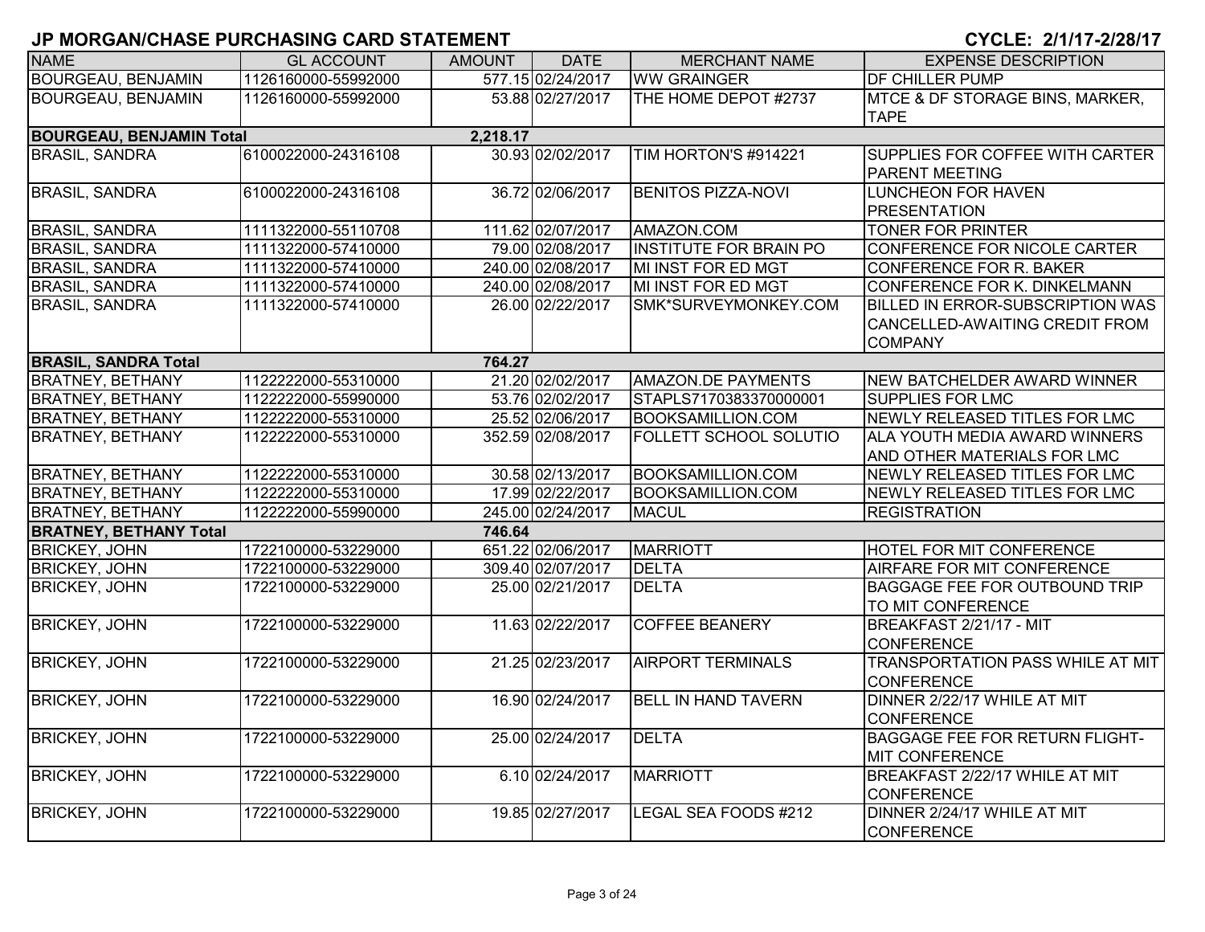# JP MORGAN/CHASE PURCHASING CARD STATEMENT

CYCLE: 2/1/17-2/28/17

| NAME | GL ACCOUNT | AMOUNT | DATE | MERCHANT NAME | EXPENSE DESCRIPTION |
|---|---|---|---|---|---|
| BOURGEAU, BENJAMIN | 1126160000-55992000 | 577.15 | 02/24/2017 | WW GRAINGER | DF CHILLER PUMP |
| BOURGEAU, BENJAMIN | 1126160000-55992000 | 53.88 | 02/27/2017 | THE HOME DEPOT #2737 | MTCE & DF STORAGE BINS, MARKER, TAPE |
| **BOURGEAU, BENJAMIN Total** | | **2,218.17** | | | |
| BRASIL, SANDRA | 6100022000-24316108 | 30.93 | 02/02/2017 | TIM HORTON'S #914221 | SUPPLIES FOR COFFEE WITH CARTER PARENT MEETING |
| BRASIL, SANDRA | 6100022000-24316108 | 36.72 | 02/06/2017 | BENITOS PIZZA-NOVI | LUNCHEON FOR HAVEN PRESENTATION |
| BRASIL, SANDRA | 1111322000-55110708 | 111.62 | 02/07/2017 | AMAZON.COM | TONER FOR PRINTER |
| BRASIL, SANDRA | 1111322000-57410000 | 79.00 | 02/08/2017 | INSTITUTE FOR BRAIN PO | CONFERENCE FOR NICOLE CARTER |
| BRASIL, SANDRA | 1111322000-57410000 | 240.00 | 02/08/2017 | MI INST FOR ED MGT | CONFERENCE FOR R. BAKER |
| BRASIL, SANDRA | 1111322000-57410000 | 240.00 | 02/08/2017 | MI INST FOR ED MGT | CONFERENCE FOR K. DINKELMANN |
| BRASIL, SANDRA | 1111322000-57410000 | 26.00 | 02/22/2017 | SMK*SURVEYMONKEY.COM | BILLED IN ERROR-SUBSCRIPTION WAS CANCELLED-AWAITING CREDIT FROM COMPANY |
| **BRASIL, SANDRA Total** | | **764.27** | | | |
| BRATNEY, BETHANY | 1122222000-55310000 | 21.20 | 02/02/2017 | AMAZON.DE PAYMENTS | NEW BATCHELDER AWARD WINNER |
| BRATNEY, BETHANY | 1122222000-55990000 | 53.76 | 02/02/2017 | STAPLS7170383370000001 | SUPPLIES FOR LMC |
| BRATNEY, BETHANY | 1122222000-55310000 | 25.52 | 02/06/2017 | BOOKSAMILLION.COM | NEWLY RELEASED TITLES FOR LMC |
| BRATNEY, BETHANY | 1122222000-55310000 | 352.59 | 02/08/2017 | FOLLETT SCHOOL SOLUTIO | ALA YOUTH MEDIA AWARD WINNERS AND OTHER MATERIALS FOR LMC |
| BRATNEY, BETHANY | 1122222000-55310000 | 30.58 | 02/13/2017 | BOOKSAMILLION.COM | NEWLY RELEASED TITLES FOR LMC |
| BRATNEY, BETHANY | 1122222000-55310000 | 17.99 | 02/22/2017 | BOOKSAMILLION.COM | NEWLY RELEASED TITLES FOR LMC |
| BRATNEY, BETHANY | 1122222000-55990000 | 245.00 | 02/24/2017 | MACUL | REGISTRATION |
| **BRATNEY, BETHANY Total** | | **746.64** | | | |
| BRICKEY, JOHN | 1722100000-53229000 | 651.22 | 02/06/2017 | MARRIOTT | HOTEL FOR MIT CONFERENCE |
| BRICKEY, JOHN | 1722100000-53229000 | 309.40 | 02/07/2017 | DELTA | AIRFARE FOR MIT CONFERENCE |
| BRICKEY, JOHN | 1722100000-53229000 | 25.00 | 02/21/2017 | DELTA | BAGGAGE FEE FOR OUTBOUND TRIP TO MIT CONFERENCE |
| BRICKEY, JOHN | 1722100000-53229000 | 11.63 | 02/22/2017 | COFFEE BEANERY | BREAKFAST 2/21/17 - MIT CONFERENCE |
| BRICKEY, JOHN | 1722100000-53229000 | 21.25 | 02/23/2017 | AIRPORT TERMINALS | TRANSPORTATION PASS WHILE AT MIT CONFERENCE |
| BRICKEY, JOHN | 1722100000-53229000 | 16.90 | 02/24/2017 | BELL IN HAND TAVERN | DINNER 2/22/17 WHILE AT MIT CONFERENCE |
| BRICKEY, JOHN | 1722100000-53229000 | 25.00 | 02/24/2017 | DELTA | BAGGAGE FEE FOR RETURN FLIGHT- MIT CONFERENCE |
| BRICKEY, JOHN | 1722100000-53229000 | 6.10 | 02/24/2017 | MARRIOTT | BREAKFAST 2/22/17 WHILE AT MIT CONFERENCE |
| BRICKEY, JOHN | 1722100000-53229000 | 19.85 | 02/27/2017 | LEGAL SEA FOODS #212 | DINNER 2/24/17 WHILE AT MIT CONFERENCE |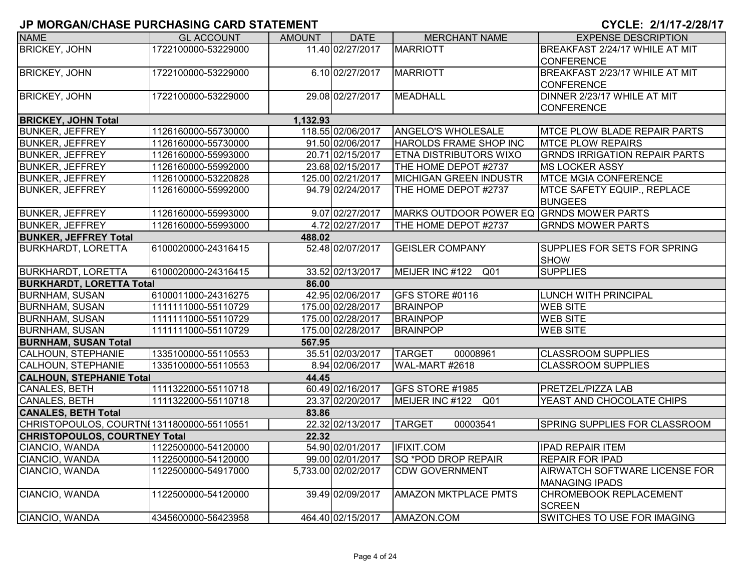## JP MORGAN/CHASE PURCHASING CARD STATEMENT

**CYCLE: 2/1/17-2/28/17**

| NAME | GL ACCOUNT | AMOUNT | DATE | MERCHANT NAME | EXPENSE DESCRIPTION |
|---|---|---|---|---|---|
| BRICKEY, JOHN | 1722100000-53229000 | 11.40 | 02/27/2017 | MARRIOTT | BREAKFAST 2/24/17 WHILE AT MIT CONFERENCE |
| BRICKEY, JOHN | 1722100000-53229000 | 6.10 | 02/27/2017 | MARRIOTT | BREAKFAST 2/23/17 WHILE AT MIT CONFERENCE |
| BRICKEY, JOHN | 1722100000-53229000 | 29.08 | 02/27/2017 | MEADHALL | DINNER 2/23/17 WHILE AT MIT CONFERENCE |
| **BRICKEY, JOHN Total** | | **1,132.93** | | | |
| BUNKER, JEFFREY | 1126160000-55730000 | 118.55 | 02/06/2017 | ANGELO'S WHOLESALE | MTCE PLOW BLADE REPAIR PARTS |
| BUNKER, JEFFREY | 1126160000-55730000 | 91.50 | 02/06/2017 | HAROLDS FRAME SHOP INC | MTCE PLOW REPAIRS |
| BUNKER, JEFFREY | 1126160000-55993000 | 20.71 | 02/15/2017 | ETNA DISTRIBUTORS WIXO | GRNDS IRRIGATION REPAIR PARTS |
| BUNKER, JEFFREY | 1126160000-55992000 | 23.68 | 02/15/2017 | THE HOME DEPOT #2737 | MS LOCKER ASSY |
| BUNKER, JEFFREY | 1126100000-53220828 | 125.00 | 02/21/2017 | MICHIGAN GREEN INDUSTR | MTCE MGIA CONFERENCE |
| BUNKER, JEFFREY | 1126160000-55992000 | 94.79 | 02/24/2017 | THE HOME DEPOT #2737 | MTCE SAFETY EQUIP., REPLACE BUNGEES |
| BUNKER, JEFFREY | 1126160000-55993000 | 9.07 | 02/27/2017 | MARKS OUTDOOR POWER EQ | GRNDS MOWER PARTS |
| BUNKER, JEFFREY | 1126160000-55993000 | 4.72 | 02/27/2017 | THE HOME DEPOT #2737 | GRNDS MOWER PARTS |
| **BUNKER, JEFFREY Total** | | **488.02** | | | |
| BURKHARDT, LORETTA | 6100020000-24316415 | 52.48 | 02/07/2017 | GEISLER COMPANY | SUPPLIES FOR SETS FOR SPRING SHOW |
| BURKHARDT, LORETTA | 6100020000-24316415 | 33.52 | 02/13/2017 | MEIJER INC #122 Q01 | SUPPLIES |
| **BURKHARDT, LORETTA Total** | | **86.00** | | | |
| BURNHAM, SUSAN | 6100011000-24316275 | 42.95 | 02/06/2017 | GFS STORE #0116 | LUNCH WITH PRINCIPAL |
| BURNHAM, SUSAN | 1111111000-55110729 | 175.00 | 02/28/2017 | BRAINPOP | WEB SITE |
| BURNHAM, SUSAN | 1111111000-55110729 | 175.00 | 02/28/2017 | BRAINPOP | WEB SITE |
| BURNHAM, SUSAN | 1111111000-55110729 | 175.00 | 02/28/2017 | BRAINPOP | WEB SITE |
| **BURNHAM, SUSAN Total** | | **567.95** | | | |
| CALHOUN, STEPHANIE | 1335100000-55110553 | 35.51 | 02/03/2017 | TARGET 00008961 | CLASSROOM SUPPLIES |
| CALHOUN, STEPHANIE | 1335100000-55110553 | 8.94 | 02/06/2017 | WAL-MART #2618 | CLASSROOM SUPPLIES |
| **CALHOUN, STEPHANIE Total** | | **44.45** | | | |
| CANALES, BETH | 1111322000-55110718 | 60.49 | 02/16/2017 | GFS STORE #1985 | PRETZEL/PIZZA LAB |
| CANALES, BETH | 1111322000-55110718 | 23.37 | 02/20/2017 | MEIJER INC #122 Q01 | YEAST AND CHOCOLATE CHIPS |
| **CANALES, BETH Total** | | **83.86** | | | |
| CHRISTOPOULOS, COURTNEY | 1311800000-55110551 | 22.32 | 02/13/2017 | TARGET 00003541 | SPRING SUPPLIES FOR CLASSROOM |
| **CHRISTOPOULOS, COURTNEY Total** | | **22.32** | | | |
| CIANCIO, WANDA | 1122500000-54120000 | 54.90 | 02/01/2017 | IFIXIT.COM | IPAD REPAIR ITEM |
| CIANCIO, WANDA | 1122500000-54120000 | 99.00 | 02/01/2017 | SQ *POD DROP REPAIR | REPAIR FOR IPAD |
| CIANCIO, WANDA | 1122500000-54917000 | 5,733.00 | 02/02/2017 | CDW GOVERNMENT | AIRWATCH SOFTWARE LICENSE FOR MANAGING IPADS |
| CIANCIO, WANDA | 1122500000-54120000 | 39.49 | 02/09/2017 | AMAZON MKTPLACE PMTS | CHROMEBOOK REPLACEMENT SCREEN |
| CIANCIO, WANDA | 4345600000-56423958 | 464.40 | 02/15/2017 | AMAZON.COM | SWITCHES TO USE FOR IMAGING |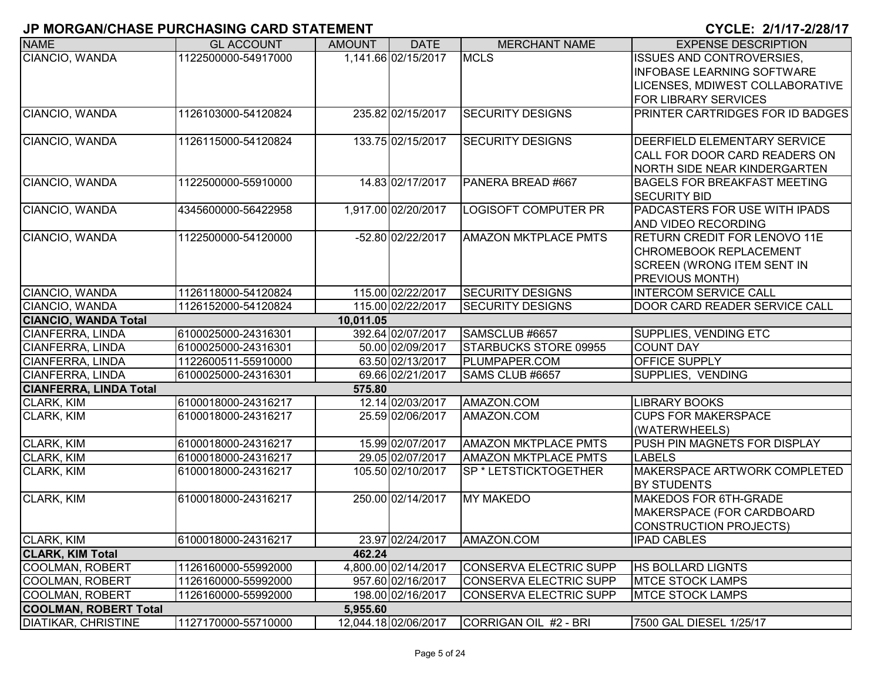# JP MORGAN/CHASE PURCHASING CARD STATEMENT

**CYCLE: 2/1/17-2/28/17**

| NAME | GL ACCOUNT | AMOUNT | DATE | MERCHANT NAME | EXPENSE DESCRIPTION |
|---|---|---|---|---|---|
| CIANCIO, WANDA | 1122500000-54917000 | 1,141.66 | 02/15/2017 | MCLS | ISSUES AND CONTROVERSIES, INFOBASE LEARNING SOFTWARE LICENSES, MDIWEST COLLABORATIVE FOR LIBRARY SERVICES |
| CIANCIO, WANDA | 1126103000-54120824 | 235.82 | 02/15/2017 | SECURITY DESIGNS | PRINTER CARTRIDGES FOR ID BADGES |
| CIANCIO, WANDA | 1126115000-54120824 | 133.75 | 02/15/2017 | SECURITY DESIGNS | DEERFIELD ELEMENTARY SERVICE CALL FOR DOOR CARD READERS ON NORTH SIDE NEAR KINDERGARTEN |
| CIANCIO, WANDA | 1122500000-55910000 | 14.83 | 02/17/2017 | PANERA BREAD #667 | BAGELS FOR BREAKFAST MEETING SECURITY BID |
| CIANCIO, WANDA | 4345600000-56422958 | 1,917.00 | 02/20/2017 | LOGISOFT COMPUTER PR | PADCASTERS FOR USE WITH IPADS AND VIDEO RECORDING |
| CIANCIO, WANDA | 1122500000-54120000 | -52.80 | 02/22/2017 | AMAZON MKTPLACE PMTS | RETURN CREDIT FOR LENOVO 11E CHROMEBOOK REPLACEMENT SCREEN (WRONG ITEM SENT IN PREVIOUS MONTH) |
| CIANCIO, WANDA | 1126118000-54120824 | 115.00 | 02/22/2017 | SECURITY DESIGNS | INTERCOM SERVICE CALL |
| CIANCIO, WANDA | 1126152000-54120824 | 115.00 | 02/22/2017 | SECURITY DESIGNS | DOOR CARD READER SERVICE CALL |
| **CIANCIO, WANDA Total** | | **10,011.05** | | | |
| CIANFERRA, LINDA | 6100025000-24316301 | 392.64 | 02/07/2017 | SAMSCLUB #6657 | SUPPLIES, VENDING ETC |
| CIANFERRA, LINDA | 6100025000-24316301 | 50.00 | 02/09/2017 | STARBUCKS STORE 09955 | COUNT DAY |
| CIANFERRA, LINDA | 1122600511-55910000 | 63.50 | 02/13/2017 | PLUMPAPER.COM | OFFICE SUPPLY |
| CIANFERRA, LINDA | 6100025000-24316301 | 69.66 | 02/21/2017 | SAMS CLUB #6657 | SUPPLIES, VENDING |
| **CIANFERRA, LINDA Total** | | **575.80** | | | |
| CLARK, KIM | 6100018000-24316217 | 12.14 | 02/03/2017 | AMAZON.COM | LIBRARY BOOKS |
| CLARK, KIM | 6100018000-24316217 | 25.59 | 02/06/2017 | AMAZON.COM | CUPS FOR MAKERSPACE (WATERWHEELS) |
| CLARK, KIM | 6100018000-24316217 | 15.99 | 02/07/2017 | AMAZON MKTPLACE PMTS | PUSH PIN MAGNETS FOR DISPLAY |
| CLARK, KIM | 6100018000-24316217 | 29.05 | 02/07/2017 | AMAZON MKTPLACE PMTS | LABELS |
| CLARK, KIM | 6100018000-24316217 | 105.50 | 02/10/2017 | SP * LETSTICKTOGETHER | MAKERSPACE ARTWORK COMPLETED BY STUDENTS |
| CLARK, KIM | 6100018000-24316217 | 250.00 | 02/14/2017 | MY MAKEDO | MAKEDOS FOR 6TH-GRADE MAKERSPACE (FOR CARDBOARD CONSTRUCTION PROJECTS) |
| CLARK, KIM | 6100018000-24316217 | 23.97 | 02/24/2017 | AMAZON.COM | IPAD CABLES |
| **CLARK, KIM Total** | | **462.24** | | | |
| COOLMAN, ROBERT | 1126160000-55992000 | 4,800.00 | 02/14/2017 | CONSERVA ELECTRIC SUPP | HS BOLLARD LIGNTS |
| COOLMAN, ROBERT | 1126160000-55992000 | 957.60 | 02/16/2017 | CONSERVA ELECTRIC SUPP | MTCE STOCK LAMPS |
| COOLMAN, ROBERT | 1126160000-55992000 | 198.00 | 02/16/2017 | CONSERVA ELECTRIC SUPP | MTCE STOCK LAMPS |
| **COOLMAN, ROBERT Total** | | **5,955.60** | | | |
| DIATIKAR, CHRISTINE | 1127170000-55710000 | 12,044.18 | 02/06/2017 | CORRIGAN OIL #2 - BRI | 7500 GAL DIESEL 1/25/17 |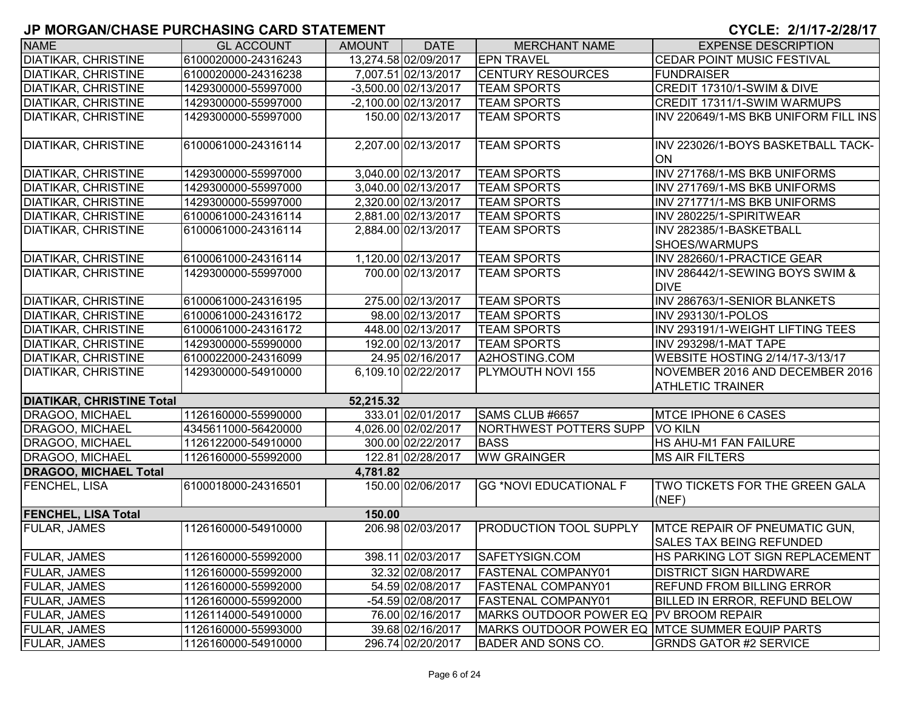# JP MORGAN/CHASE PURCHASING CARD STATEMENT

**CYCLE: 2/1/17-2/28/17**

| NAME | GL ACCOUNT | AMOUNT | DATE | MERCHANT NAME | EXPENSE DESCRIPTION |
|---|---|---|---|---|---|
| DIATIKAR, CHRISTINE | 6100020000-24316243 | 13,274.58 | 02/09/2017 | EPN TRAVEL | CEDAR POINT MUSIC FESTIVAL |
| DIATIKAR, CHRISTINE | 6100020000-24316238 | 7,007.51 | 02/13/2017 | CENTURY RESOURCES | FUNDRAISER |
| DIATIKAR, CHRISTINE | 1429300000-55997000 | -3,500.00 | 02/13/2017 | TEAM SPORTS | CREDIT 17310/1-SWIM & DIVE |
| DIATIKAR, CHRISTINE | 1429300000-55997000 | -2,100.00 | 02/13/2017 | TEAM SPORTS | CREDIT 17311/1-SWIM WARMUPS |
| DIATIKAR, CHRISTINE | 1429300000-55997000 | 150.00 | 02/13/2017 | TEAM SPORTS | INV 220649/1-MS BKB UNIFORM FILL INS |
| DIATIKAR, CHRISTINE | 6100061000-24316114 | 2,207.00 | 02/13/2017 | TEAM SPORTS | INV 223026/1-BOYS BASKETBALL TACK-ON |
| DIATIKAR, CHRISTINE | 1429300000-55997000 | 3,040.00 | 02/13/2017 | TEAM SPORTS | INV 271768/1-MS BKB UNIFORMS |
| DIATIKAR, CHRISTINE | 1429300000-55997000 | 3,040.00 | 02/13/2017 | TEAM SPORTS | INV 271769/1-MS BKB UNIFORMS |
| DIATIKAR, CHRISTINE | 1429300000-55997000 | 2,320.00 | 02/13/2017 | TEAM SPORTS | INV 271771/1-MS BKB UNIFORMS |
| DIATIKAR, CHRISTINE | 6100061000-24316114 | 2,881.00 | 02/13/2017 | TEAM SPORTS | INV 280225/1-SPIRITWEAR |
| DIATIKAR, CHRISTINE | 6100061000-24316114 | 2,884.00 | 02/13/2017 | TEAM SPORTS | INV 282385/1-BASKETBALL SHOES/WARMUPS |
| DIATIKAR, CHRISTINE | 6100061000-24316114 | 1,120.00 | 02/13/2017 | TEAM SPORTS | INV 282660/1-PRACTICE GEAR |
| DIATIKAR, CHRISTINE | 1429300000-55997000 | 700.00 | 02/13/2017 | TEAM SPORTS | INV 286442/1-SEWING BOYS SWIM & DIVE |
| DIATIKAR, CHRISTINE | 6100061000-24316195 | 275.00 | 02/13/2017 | TEAM SPORTS | INV 286763/1-SENIOR BLANKETS |
| DIATIKAR, CHRISTINE | 6100061000-24316172 | 98.00 | 02/13/2017 | TEAM SPORTS | INV 293130/1-POLOS |
| DIATIKAR, CHRISTINE | 6100061000-24316172 | 448.00 | 02/13/2017 | TEAM SPORTS | INV 293191/1-WEIGHT LIFTING TEES |
| DIATIKAR, CHRISTINE | 1429300000-55990000 | 192.00 | 02/13/2017 | TEAM SPORTS | INV 293298/1-MAT TAPE |
| DIATIKAR, CHRISTINE | 6100022000-24316099 | 24.95 | 02/16/2017 | A2HOSTING.COM | WEBSITE HOSTING 2/14/17-3/13/17 |
| DIATIKAR, CHRISTINE | 1429300000-54910000 | 6,109.10 | 02/22/2017 | PLYMOUTH NOVI 155 | NOVEMBER 2016 AND DECEMBER 2016 ATHLETIC TRAINER |
| **DIATIKAR, CHRISTINE Total** | | **52,215.32** | | | |
| DRAGOO, MICHAEL | 1126160000-55990000 | 333.01 | 02/01/2017 | SAMS CLUB #6657 | MTCE IPHONE 6 CASES |
| DRAGOO, MICHAEL | 4345611000-56420000 | 4,026.00 | 02/02/2017 | NORTHWEST POTTERS SUPP | VO KILN |
| DRAGOO, MICHAEL | 1126122000-54910000 | 300.00 | 02/22/2017 | BASS | HS AHU-M1 FAN FAILURE |
| DRAGOO, MICHAEL | 1126160000-55992000 | 122.81 | 02/28/2017 | WW GRAINGER | MS AIR FILTERS |
| **DRAGOO, MICHAEL Total** | | **4,781.82** | | | |
| FENCHEL, LISA | 6100018000-24316501 | 150.00 | 02/06/2017 | GG *NOVI EDUCATIONAL F | TWO TICKETS FOR THE GREEN GALA (NEF) |
| **FENCHEL, LISA Total** | | **150.00** | | | |
| FULAR, JAMES | 1126160000-54910000 | 206.98 | 02/03/2017 | PRODUCTION TOOL SUPPLY | MTCE REPAIR OF PNEUMATIC GUN, SALES TAX BEING REFUNDED |
| FULAR, JAMES | 1126160000-55992000 | 398.11 | 02/03/2017 | SAFETYSIGN.COM | HS PARKING LOT SIGN REPLACEMENT |
| FULAR, JAMES | 1126160000-55992000 | 32.32 | 02/08/2017 | FASTENAL COMPANY01 | DISTRICT SIGN HARDWARE |
| FULAR, JAMES | 1126160000-55992000 | 54.59 | 02/08/2017 | FASTENAL COMPANY01 | REFUND FROM BILLING ERROR |
| FULAR, JAMES | 1126160000-55992000 | -54.59 | 02/08/2017 | FASTENAL COMPANY01 | BILLED IN ERROR, REFUND BELOW |
| FULAR, JAMES | 1126114000-54910000 | 76.00 | 02/16/2017 | MARKS OUTDOOR POWER EQ | PV BROOM REPAIR |
| FULAR, JAMES | 1126160000-55993000 | 39.68 | 02/16/2017 | MARKS OUTDOOR POWER EQ | MTCE SUMMER EQUIP PARTS |
| FULAR, JAMES | 1126160000-54910000 | 296.74 | 02/20/2017 | BADER AND SONS CO. | GRNDS GATOR #2 SERVICE |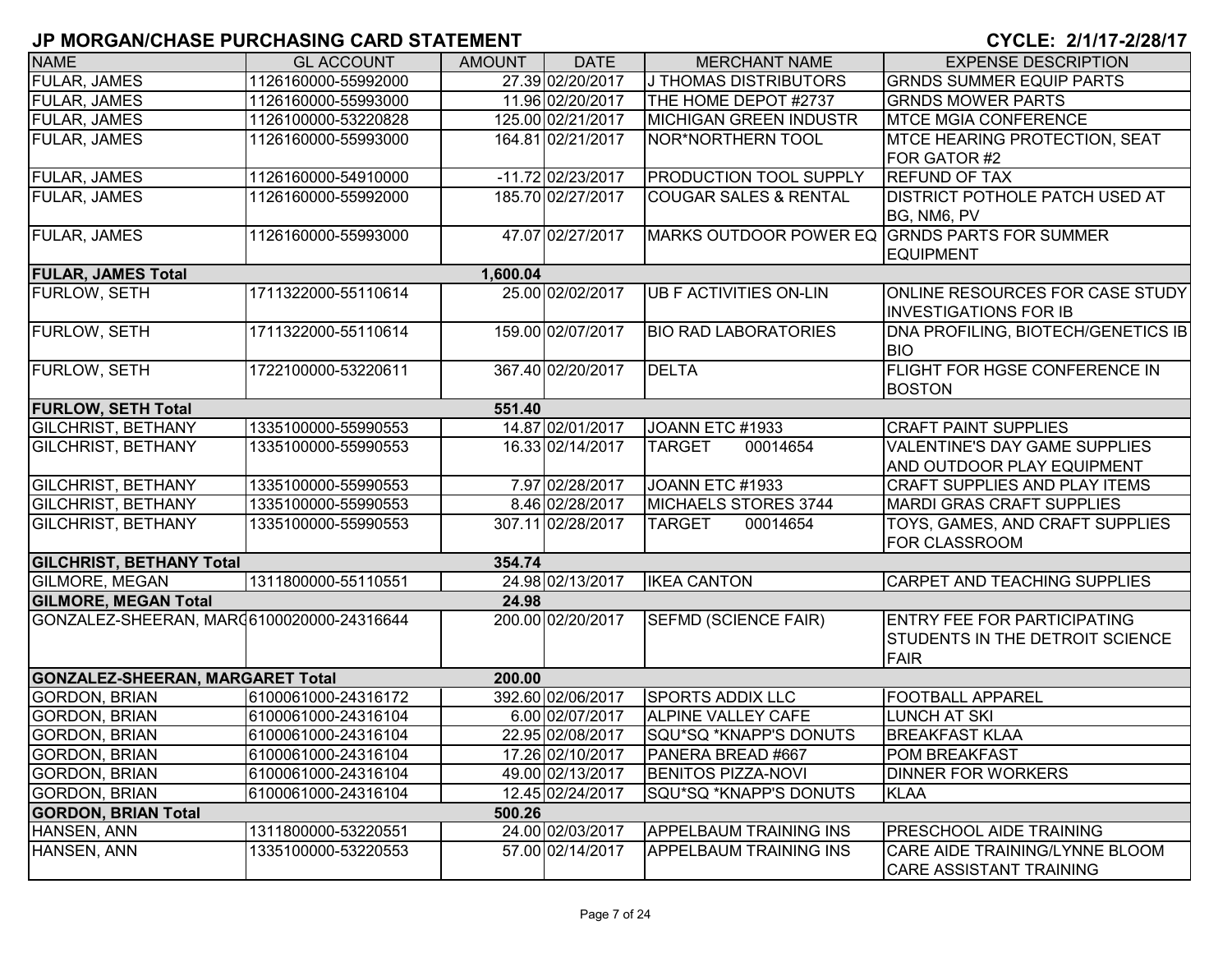## JP MORGAN/CHASE PURCHASING CARD STATEMENT

**CYCLE: 2/1/17-2/28/17**

| NAME | GL ACCOUNT | AMOUNT | DATE | MERCHANT NAME | EXPENSE DESCRIPTION |
|---|---|---|---|---|---|
| FULAR, JAMES | 1126160000-55992000 | 27.39 | 02/20/2017 | J THOMAS DISTRIBUTORS | GRNDS SUMMER EQUIP PARTS |
| FULAR, JAMES | 1126160000-55993000 | 11.96 | 02/20/2017 | THE HOME DEPOT #2737 | GRNDS MOWER PARTS |
| FULAR, JAMES | 1126100000-53220828 | 125.00 | 02/21/2017 | MICHIGAN GREEN INDUSTR | MTCE MGIA CONFERENCE |
| FULAR, JAMES | 1126160000-55993000 | 164.81 | 02/21/2017 | NOR*NORTHERN TOOL | MTCE HEARING PROTECTION, SEAT FOR GATOR #2 |
| FULAR, JAMES | 1126160000-54910000 | -11.72 | 02/23/2017 | PRODUCTION TOOL SUPPLY | REFUND OF TAX |
| FULAR, JAMES | 1126160000-55992000 | 185.70 | 02/27/2017 | COUGAR SALES & RENTAL | DISTRICT POTHOLE PATCH USED AT BG, NM6, PV |
| FULAR, JAMES | 1126160000-55993000 | 47.07 | 02/27/2017 | MARKS OUTDOOR POWER EQ | GRNDS PARTS FOR SUMMER EQUIPMENT |
| **FULAR, JAMES Total** | | **1,600.04** | | | |
| FURLOW, SETH | 1711322000-55110614 | 25.00 | 02/02/2017 | UB F ACTIVITIES ON-LIN | ONLINE RESOURCES FOR CASE STUDY INVESTIGATIONS FOR IB |
| FURLOW, SETH | 1711322000-55110614 | 159.00 | 02/07/2017 | BIO RAD LABORATORIES | DNA PROFILING, BIOTECH/GENETICS IB BIO |
| FURLOW, SETH | 1722100000-53220611 | 367.40 | 02/20/2017 | DELTA | FLIGHT FOR HGSE CONFERENCE IN BOSTON |
| **FURLOW, SETH Total** | | **551.40** | | | |
| GILCHRIST, BETHANY | 1335100000-55990553 | 14.87 | 02/01/2017 | JOANN ETC #1933 | CRAFT PAINT SUPPLIES |
| GILCHRIST, BETHANY | 1335100000-55990553 | 16.33 | 02/14/2017 | TARGET 00014654 | VALENTINE'S DAY GAME SUPPLIES AND OUTDOOR PLAY EQUIPMENT |
| GILCHRIST, BETHANY | 1335100000-55990553 | 7.97 | 02/28/2017 | JOANN ETC #1933 | CRAFT SUPPLIES AND PLAY ITEMS |
| GILCHRIST, BETHANY | 1335100000-55990553 | 8.46 | 02/28/2017 | MICHAELS STORES 3744 | MARDI GRAS CRAFT SUPPLIES |
| GILCHRIST, BETHANY | 1335100000-55990553 | 307.11 | 02/28/2017 | TARGET 00014654 | TOYS, GAMES, AND CRAFT SUPPLIES FOR CLASSROOM |
| **GILCHRIST, BETHANY Total** | | **354.74** | | | |
| GILMORE, MEGAN | 1311800000-55110551 | 24.98 | 02/13/2017 | IKEA CANTON | CARPET AND TEACHING SUPPLIES |
| **GILMORE, MEGAN Total** | | **24.98** | | | |
| GONZALEZ-SHEERAN, MARG | 6100020000-24316644 | 200.00 | 02/20/2017 | SEFMD (SCIENCE FAIR) | ENTRY FEE FOR PARTICIPATING STUDENTS IN THE DETROIT SCIENCE FAIR |
| **GONZALEZ-SHEERAN, MARGARET Total** | | **200.00** | | | |
| GORDON, BRIAN | 6100061000-24316172 | 392.60 | 02/06/2017 | SPORTS ADDIX LLC | FOOTBALL APPAREL |
| GORDON, BRIAN | 6100061000-24316104 | 6.00 | 02/07/2017 | ALPINE VALLEY CAFE | LUNCH AT SKI |
| GORDON, BRIAN | 6100061000-24316104 | 22.95 | 02/08/2017 | SQU*SQ *KNAPP'S DONUTS | BREAKFAST KLAA |
| GORDON, BRIAN | 6100061000-24316104 | 17.26 | 02/10/2017 | PANERA BREAD #667 | POM BREAKFAST |
| GORDON, BRIAN | 6100061000-24316104 | 49.00 | 02/13/2017 | BENITOS PIZZA-NOVI | DINNER FOR WORKERS |
| GORDON, BRIAN | 6100061000-24316104 | 12.45 | 02/24/2017 | SQU*SQ *KNAPP'S DONUTS | KLAA |
| **GORDON, BRIAN Total** | | **500.26** | | | |
| HANSEN, ANN | 1311800000-53220551 | 24.00 | 02/03/2017 | APPELBAUM TRAINING INS | PRESCHOOL AIDE TRAINING |
| HANSEN, ANN | 1335100000-53220553 | 57.00 | 02/14/2017 | APPELBAUM TRAINING INS | CARE AIDE TRAINING/LYNNE BLOOM CARE ASSISTANT TRAINING |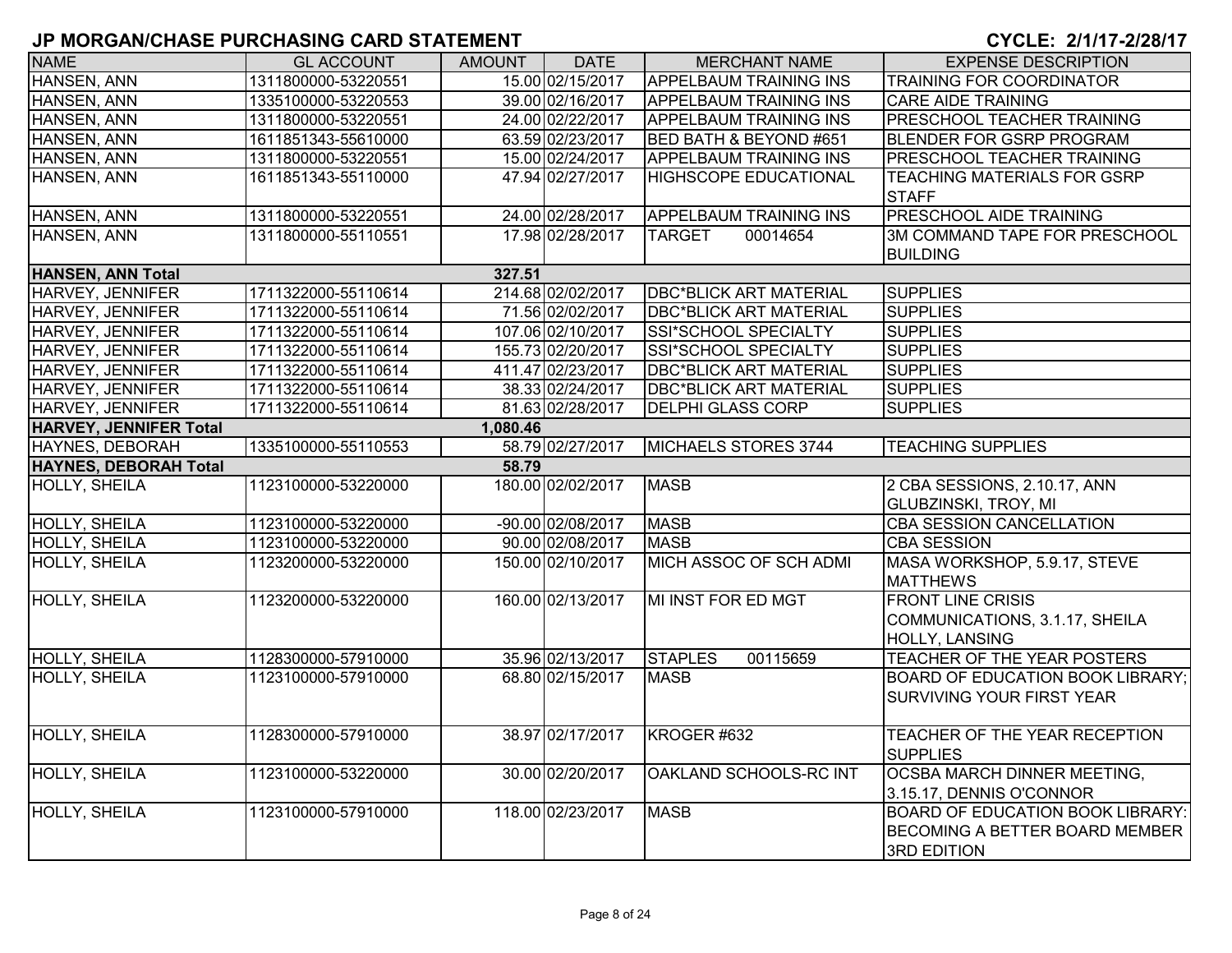## JP MORGAN/CHASE PURCHASING CARD STATEMENT

**CYCLE: 2/1/17-2/28/17**

| NAME | GL ACCOUNT | AMOUNT | DATE | MERCHANT NAME | EXPENSE DESCRIPTION |
|---|---|---|---|---|---|
| HANSEN, ANN | 1311800000-53220551 | 15.00 | 02/15/2017 | APPELBAUM TRAINING INS | TRAINING FOR COORDINATOR |
| HANSEN, ANN | 1335100000-53220553 | 39.00 | 02/16/2017 | APPELBAUM TRAINING INS | CARE AIDE TRAINING |
| HANSEN, ANN | 1311800000-53220551 | 24.00 | 02/22/2017 | APPELBAUM TRAINING INS | PRESCHOOL TEACHER TRAINING |
| HANSEN, ANN | 1611851343-55610000 | 63.59 | 02/23/2017 | BED BATH & BEYOND #651 | BLENDER FOR GSRP PROGRAM |
| HANSEN, ANN | 1311800000-53220551 | 15.00 | 02/24/2017 | APPELBAUM TRAINING INS | PRESCHOOL TEACHER TRAINING |
| HANSEN, ANN | 1611851343-55110000 | 47.94 | 02/27/2017 | HIGHSCOPE EDUCATIONAL | TEACHING MATERIALS FOR GSRP STAFF |
| HANSEN, ANN | 1311800000-53220551 | 24.00 | 02/28/2017 | APPELBAUM TRAINING INS | PRESCHOOL AIDE TRAINING |
| HANSEN, ANN | 1311800000-55110551 | 17.98 | 02/28/2017 | TARGET 00014654 | 3M COMMAND TAPE FOR PRESCHOOL BUILDING |
| **HANSEN, ANN Total** | | **327.51** | | | |
| HARVEY, JENNIFER | 1711322000-55110614 | 214.68 | 02/02/2017 | DBC*BLICK ART MATERIAL | SUPPLIES |
| HARVEY, JENNIFER | 1711322000-55110614 | 71.56 | 02/02/2017 | DBC*BLICK ART MATERIAL | SUPPLIES |
| HARVEY, JENNIFER | 1711322000-55110614 | 107.06 | 02/10/2017 | SSI*SCHOOL SPECIALTY | SUPPLIES |
| HARVEY, JENNIFER | 1711322000-55110614 | 155.73 | 02/20/2017 | SSI*SCHOOL SPECIALTY | SUPPLIES |
| HARVEY, JENNIFER | 1711322000-55110614 | 411.47 | 02/23/2017 | DBC*BLICK ART MATERIAL | SUPPLIES |
| HARVEY, JENNIFER | 1711322000-55110614 | 38.33 | 02/24/2017 | DBC*BLICK ART MATERIAL | SUPPLIES |
| HARVEY, JENNIFER | 1711322000-55110614 | 81.63 | 02/28/2017 | DELPHI GLASS CORP | SUPPLIES |
| **HARVEY, JENNIFER Total** | | **1,080.46** | | | |
| HAYNES, DEBORAH | 1335100000-55110553 | 58.79 | 02/27/2017 | MICHAELS STORES 3744 | TEACHING SUPPLIES |
| **HAYNES, DEBORAH Total** | | **58.79** | | | |
| HOLLY, SHEILA | 1123100000-53220000 | 180.00 | 02/02/2017 | MASB | 2 CBA SESSIONS, 2.10.17, ANN GLUBZINSKI, TROY, MI |
| HOLLY, SHEILA | 1123100000-53220000 | -90.00 | 02/08/2017 | MASB | CBA SESSION CANCELLATION |
| HOLLY, SHEILA | 1123100000-53220000 | 90.00 | 02/08/2017 | MASB | CBA SESSION |
| HOLLY, SHEILA | 1123200000-53220000 | 150.00 | 02/10/2017 | MICH ASSOC OF SCH ADMI | MASA WORKSHOP, 5.9.17, STEVE MATTHEWS |
| HOLLY, SHEILA | 1123200000-53220000 | 160.00 | 02/13/2017 | MI INST FOR ED MGT | FRONT LINE CRISIS COMMUNICATIONS, 3.1.17, SHEILA HOLLY, LANSING |
| HOLLY, SHEILA | 1128300000-57910000 | 35.96 | 02/13/2017 | STAPLES 00115659 | TEACHER OF THE YEAR POSTERS |
| HOLLY, SHEILA | 1123100000-57910000 | 68.80 | 02/15/2017 | MASB | BOARD OF EDUCATION BOOK LIBRARY; SURVIVING YOUR FIRST YEAR |
| HOLLY, SHEILA | 1128300000-57910000 | 38.97 | 02/17/2017 | KROGER #632 | TEACHER OF THE YEAR RECEPTION SUPPLIES |
| HOLLY, SHEILA | 1123100000-53220000 | 30.00 | 02/20/2017 | OAKLAND SCHOOLS-RC INT | OCSBA MARCH DINNER MEETING, 3.15.17, DENNIS O'CONNOR |
| HOLLY, SHEILA | 1123100000-57910000 | 118.00 | 02/23/2017 | MASB | BOARD OF EDUCATION BOOK LIBRARY: BECOMING A BETTER BOARD MEMBER 3RD EDITION |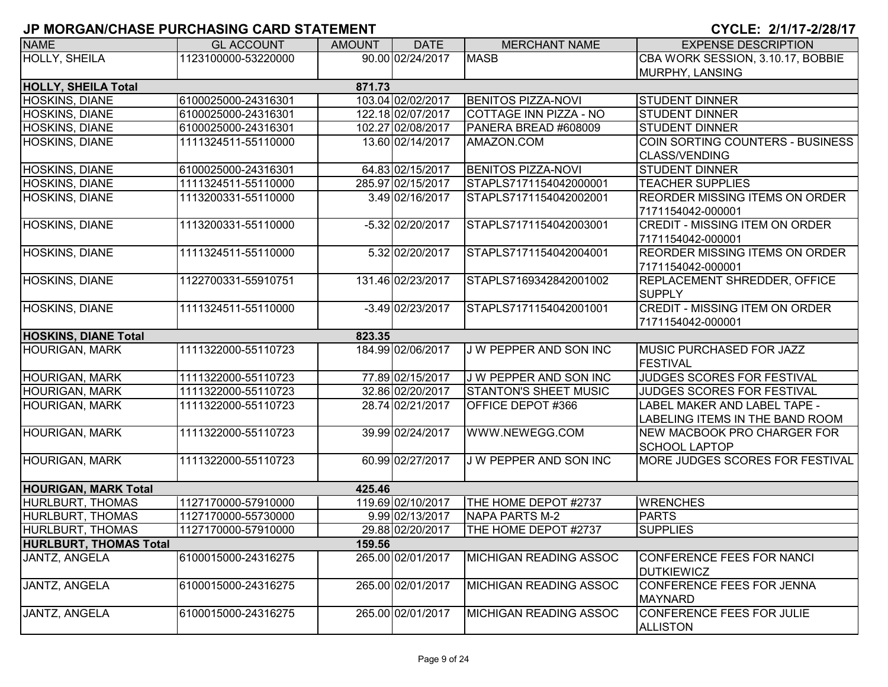## JP MORGAN/CHASE PURCHASING CARD STATEMENT

**CYCLE: 2/1/17-2/28/17**

| NAME | GL ACCOUNT | AMOUNT | DATE | MERCHANT NAME | EXPENSE DESCRIPTION |
|---|---|---|---|---|---|
| HOLLY, SHEILA | 1123100000-53220000 | 90.00 | 02/24/2017 | MASB | CBA WORK SESSION, 3.10.17, BOBBIE MURPHY, LANSING |
| **HOLLY, SHEILA Total** | | **871.73** | | | |
| HOSKINS, DIANE | 6100025000-24316301 | 103.04 | 02/02/2017 | BENITOS PIZZA-NOVI | STUDENT DINNER |
| HOSKINS, DIANE | 6100025000-24316301 | 122.18 | 02/07/2017 | COTTAGE INN PIZZA - NO | STUDENT DINNER |
| HOSKINS, DIANE | 6100025000-24316301 | 102.27 | 02/08/2017 | PANERA BREAD #608009 | STUDENT DINNER |
| HOSKINS, DIANE | 1111324511-55110000 | 13.60 | 02/14/2017 | AMAZON.COM | COIN SORTING COUNTERS - BUSINESS CLASS/VENDING |
| HOSKINS, DIANE | 6100025000-24316301 | 64.83 | 02/15/2017 | BENITOS PIZZA-NOVI | STUDENT DINNER |
| HOSKINS, DIANE | 1111324511-55110000 | 285.97 | 02/15/2017 | STAPLS7171154042000001 | TEACHER SUPPLIES |
| HOSKINS, DIANE | 1113200331-55110000 | 3.49 | 02/16/2017 | STAPLS7171154042002001 | REORDER MISSING ITEMS ON ORDER 7171154042-000001 |
| HOSKINS, DIANE | 1113200331-55110000 | -5.32 | 02/20/2017 | STAPLS7171154042003001 | CREDIT - MISSING ITEM ON ORDER 7171154042-000001 |
| HOSKINS, DIANE | 1111324511-55110000 | 5.32 | 02/20/2017 | STAPLS7171154042004001 | REORDER MISSING ITEMS ON ORDER 7171154042-000001 |
| HOSKINS, DIANE | 1122700331-55910751 | 131.46 | 02/23/2017 | STAPLS7169342842001002 | REPLACEMENT SHREDDER, OFFICE SUPPLY |
| HOSKINS, DIANE | 1111324511-55110000 | -3.49 | 02/23/2017 | STAPLS7171154042001001 | CREDIT - MISSING ITEM ON ORDER 7171154042-000001 |
| **HOSKINS, DIANE Total** | | **823.35** | | | |
| HOURIGAN, MARK | 1111322000-55110723 | 184.99 | 02/06/2017 | J W PEPPER AND SON INC | MUSIC PURCHASED FOR JAZZ FESTIVAL |
| HOURIGAN, MARK | 1111322000-55110723 | 77.89 | 02/15/2017 | J W PEPPER AND SON INC | JUDGES SCORES FOR FESTIVAL |
| HOURIGAN, MARK | 1111322000-55110723 | 32.86 | 02/20/2017 | STANTON'S SHEET MUSIC | JUDGES SCORES FOR FESTIVAL |
| HOURIGAN, MARK | 1111322000-55110723 | 28.74 | 02/21/2017 | OFFICE DEPOT #366 | LABEL MAKER AND LABEL TAPE - LABELING ITEMS IN THE BAND ROOM |
| HOURIGAN, MARK | 1111322000-55110723 | 39.99 | 02/24/2017 | WWW.NEWEGG.COM | NEW MACBOOK PRO CHARGER FOR SCHOOL LAPTOP |
| HOURIGAN, MARK | 1111322000-55110723 | 60.99 | 02/27/2017 | J W PEPPER AND SON INC | MORE JUDGES SCORES FOR FESTIVAL |
| **HOURIGAN, MARK Total** | | **425.46** | | | |
| HURLBURT, THOMAS | 1127170000-57910000 | 119.69 | 02/10/2017 | THE HOME DEPOT #2737 | WRENCHES |
| HURLBURT, THOMAS | 1127170000-55730000 | 9.99 | 02/13/2017 | NAPA PARTS M-2 | PARTS |
| HURLBURT, THOMAS | 1127170000-57910000 | 29.88 | 02/20/2017 | THE HOME DEPOT #2737 | SUPPLIES |
| **HURLBURT, THOMAS Total** | | **159.56** | | | |
| JANTZ, ANGELA | 6100015000-24316275 | 265.00 | 02/01/2017 | MICHIGAN READING ASSOC | CONFERENCE FEES FOR NANCI DUTKIEWICZ |
| JANTZ, ANGELA | 6100015000-24316275 | 265.00 | 02/01/2017 | MICHIGAN READING ASSOC | CONFERENCE FEES FOR JENNA MAYNARD |
| JANTZ, ANGELA | 6100015000-24316275 | 265.00 | 02/01/2017 | MICHIGAN READING ASSOC | CONFERENCE FEES FOR JULIE ALLISTON |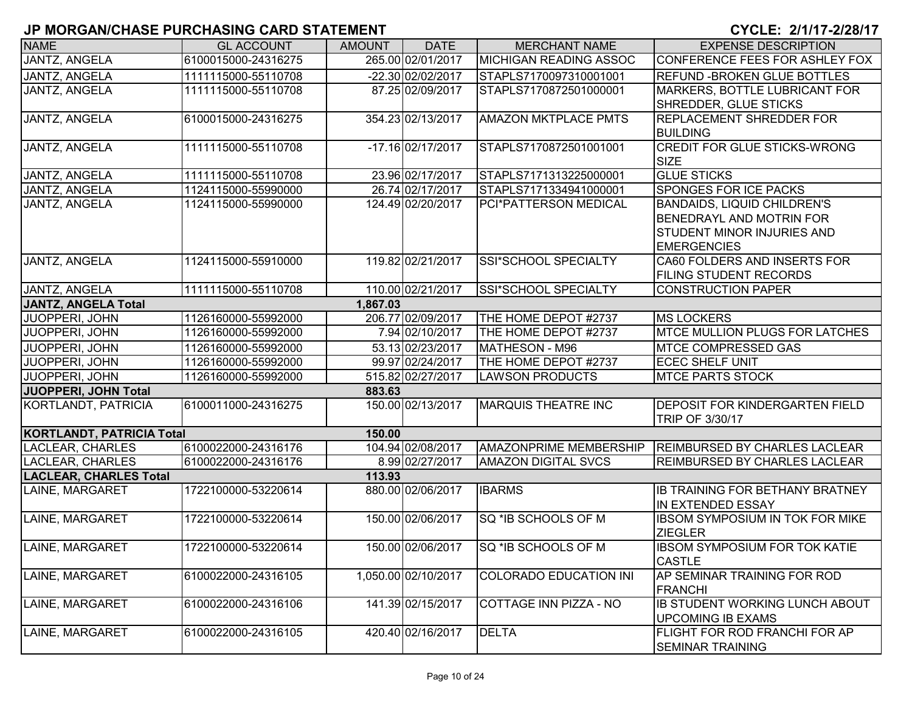## JP MORGAN/CHASE PURCHASING CARD STATEMENT

**CYCLE: 2/1/17-2/28/17**

| NAME | GL ACCOUNT | AMOUNT | DATE | MERCHANT NAME | EXPENSE DESCRIPTION |
|---|---|---|---|---|---|
| JANTZ, ANGELA | 6100015000-24316275 | 265.00 | 02/01/2017 | MICHIGAN READING ASSOC | CONFERENCE FEES FOR ASHLEY FOX |
| JANTZ, ANGELA | 1111115000-55110708 | -22.30 | 02/02/2017 | STAPLS7170097310001001 | REFUND -BROKEN GLUE BOTTLES |
| JANTZ, ANGELA | 1111115000-55110708 | 87.25 | 02/09/2017 | STAPLS7170872501000001 | MARKERS, BOTTLE LUBRICANT FOR SHREDDER, GLUE STICKS |
| JANTZ, ANGELA | 6100015000-24316275 | 354.23 | 02/13/2017 | AMAZON MKTPLACE PMTS | REPLACEMENT SHREDDER FOR BUILDING |
| JANTZ, ANGELA | 1111115000-55110708 | -17.16 | 02/17/2017 | STAPLS7170872501001001 | CREDIT FOR GLUE STICKS-WRONG SIZE |
| JANTZ, ANGELA | 1111115000-55110708 | 23.96 | 02/17/2017 | STAPLS7171313225000001 | GLUE STICKS |
| JANTZ, ANGELA | 1124115000-55990000 | 26.74 | 02/17/2017 | STAPLS7171334941000001 | SPONGES FOR ICE PACKS |
| JANTZ, ANGELA | 1124115000-55990000 | 124.49 | 02/20/2017 | PCI*PATTERSON MEDICAL | BANDAIDS, LIQUID CHILDREN'S BENEDRAYL AND MOTRIN FOR STUDENT MINOR INJURIES AND EMERGENCIES |
| JANTZ, ANGELA | 1124115000-55910000 | 119.82 | 02/21/2017 | SSI*SCHOOL SPECIALTY | CA60 FOLDERS AND INSERTS FOR FILING STUDENT RECORDS |
| JANTZ, ANGELA | 1111115000-55110708 | 110.00 | 02/21/2017 | SSI*SCHOOL SPECIALTY | CONSTRUCTION PAPER |
| **JANTZ, ANGELA Total** | | **1,867.03** | | | |
| JUOPPERI, JOHN | 1126160000-55992000 | 206.77 | 02/09/2017 | THE HOME DEPOT #2737 | MS LOCKERS |
| JUOPPERI, JOHN | 1126160000-55992000 | 7.94 | 02/10/2017 | THE HOME DEPOT #2737 | MTCE MULLION PLUGS FOR LATCHES |
| JUOPPERI, JOHN | 1126160000-55992000 | 53.13 | 02/23/2017 | MATHESON - M96 | MTCE COMPRESSED GAS |
| JUOPPERI, JOHN | 1126160000-55992000 | 99.97 | 02/24/2017 | THE HOME DEPOT #2737 | ECEC SHELF UNIT |
| JUOPPERI, JOHN | 1126160000-55992000 | 515.82 | 02/27/2017 | LAWSON PRODUCTS | MTCE PARTS STOCK |
| **JUOPPERI, JOHN Total** | | **883.63** | | | |
| KORTLANDT, PATRICIA | 6100011000-24316275 | 150.00 | 02/13/2017 | MARQUIS THEATRE INC | DEPOSIT FOR KINDERGARTEN FIELD TRIP OF 3/30/17 |
| **KORTLANDT, PATRICIA Total** | | **150.00** | | | |
| LACLEAR, CHARLES | 6100022000-24316176 | 104.94 | 02/08/2017 | AMAZONPRIME MEMBERSHIP | REIMBURSED BY CHARLES LACLEAR |
| LACLEAR, CHARLES | 6100022000-24316176 | 8.99 | 02/27/2017 | AMAZON DIGITAL SVCS | REIMBURSED BY CHARLES LACLEAR |
| **LACLEAR, CHARLES Total** | | **113.93** | | | |
| LAINE, MARGARET | 1722100000-53220614 | 880.00 | 02/06/2017 | IBARMS | IB TRAINING FOR BETHANY BRATNEY IN EXTENDED ESSAY |
| LAINE, MARGARET | 1722100000-53220614 | 150.00 | 02/06/2017 | SQ *IB SCHOOLS OF M | IBSOM SYMPOSIUM IN TOK FOR MIKE ZIEGLER |
| LAINE, MARGARET | 1722100000-53220614 | 150.00 | 02/06/2017 | SQ *IB SCHOOLS OF M | IBSOM SYMPOSIUM FOR TOK KATIE CASTLE |
| LAINE, MARGARET | 6100022000-24316105 | 1,050.00 | 02/10/2017 | COLORADO EDUCATION INI | AP SEMINAR TRAINING FOR ROD FRANCHI |
| LAINE, MARGARET | 6100022000-24316106 | 141.39 | 02/15/2017 | COTTAGE INN PIZZA - NO | IB STUDENT WORKING LUNCH ABOUT UPCOMING IB EXAMS |
| LAINE, MARGARET | 6100022000-24316105 | 420.40 | 02/16/2017 | DELTA | FLIGHT FOR ROD FRANCHI FOR AP SEMINAR TRAINING |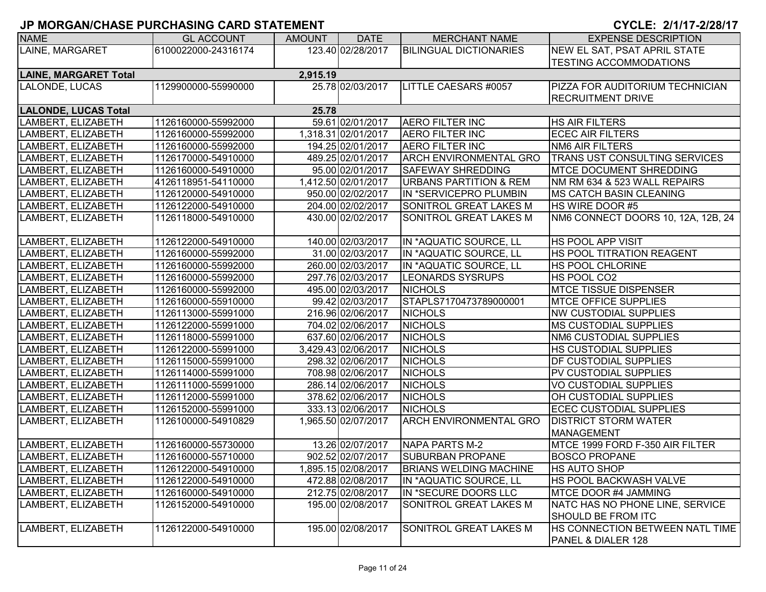## JP MORGAN/CHASE PURCHASING CARD STATEMENT

**CYCLE: 2/1/17-2/28/17**

| NAME | GL ACCOUNT | AMOUNT | DATE | MERCHANT NAME | EXPENSE DESCRIPTION |
|---|---|---|---|---|---|
| LAINE, MARGARET | 6100022000-24316174 | 123.40 | 02/28/2017 | BILINGUAL DICTIONARIES | NEW EL SAT, PSAT APRIL STATE TESTING ACCOMMODATIONS |
| **LAINE, MARGARET Total** | | **2,915.19** | | | |
| LALONDE, LUCAS | 1129900000-55990000 | 25.78 | 02/03/2017 | LITTLE CAESARS #0057 | PIZZA FOR AUDITORIUM TECHNICIAN RECRUITMENT DRIVE |
| **LALONDE, LUCAS Total** | | **25.78** | | | |
| LAMBERT, ELIZABETH | 1126160000-55992000 | 59.61 | 02/01/2017 | AERO FILTER INC | HS AIR FILTERS |
| LAMBERT, ELIZABETH | 1126160000-55992000 | 1,318.31 | 02/01/2017 | AERO FILTER INC | ECEC AIR FILTERS |
| LAMBERT, ELIZABETH | 1126160000-55992000 | 194.25 | 02/01/2017 | AERO FILTER INC | NM6 AIR FILTERS |
| LAMBERT, ELIZABETH | 1126170000-54910000 | 489.25 | 02/01/2017 | ARCH ENVIRONMENTAL GRO | TRANS UST CONSULTING SERVICES |
| LAMBERT, ELIZABETH | 1126160000-54910000 | 95.00 | 02/01/2017 | SAFEWAY SHREDDING | MTCE DOCUMENT SHREDDING |
| LAMBERT, ELIZABETH | 4126118951-54110000 | 1,412.50 | 02/01/2017 | URBANS PARTITION & REM | NM RM 634 & 523 WALL REPAIRS |
| LAMBERT, ELIZABETH | 1126120000-54910000 | 950.00 | 02/02/2017 | IN *SERVICEPRO PLUMBIN | MS CATCH BASIN CLEANING |
| LAMBERT, ELIZABETH | 1126122000-54910000 | 204.00 | 02/02/2017 | SONITROL GREAT LAKES M | HS WIRE DOOR #5 |
| LAMBERT, ELIZABETH | 1126118000-54910000 | 430.00 | 02/02/2017 | SONITROL GREAT LAKES M | NM6 CONNECT DOORS 10, 12A, 12B, 24 |
| LAMBERT, ELIZABETH | 1126122000-54910000 | 140.00 | 02/03/2017 | IN *AQUATIC SOURCE, LL | HS POOL APP VISIT |
| LAMBERT, ELIZABETH | 1126160000-55992000 | 31.00 | 02/03/2017 | IN *AQUATIC SOURCE, LL | HS POOL TITRATION REAGENT |
| LAMBERT, ELIZABETH | 1126160000-55992000 | 260.00 | 02/03/2017 | IN *AQUATIC SOURCE, LL | HS POOL CHLORINE |
| LAMBERT, ELIZABETH | 1126160000-55992000 | 297.76 | 02/03/2017 | LEONARDS SYSRUPS | HS POOL CO2 |
| LAMBERT, ELIZABETH | 1126160000-55992000 | 495.00 | 02/03/2017 | NICHOLS | MTCE TISSUE DISPENSER |
| LAMBERT, ELIZABETH | 1126160000-55910000 | 99.42 | 02/03/2017 | STAPLS7170473789000001 | MTCE OFFICE SUPPLIES |
| LAMBERT, ELIZABETH | 1126113000-55991000 | 216.96 | 02/06/2017 | NICHOLS | NW CUSTODIAL SUPPLIES |
| LAMBERT, ELIZABETH | 1126122000-55991000 | 704.02 | 02/06/2017 | NICHOLS | MS CUSTODIAL SUPPLIES |
| LAMBERT, ELIZABETH | 1126118000-55991000 | 637.60 | 02/06/2017 | NICHOLS | NM6 CUSTODIAL SUPPLIES |
| LAMBERT, ELIZABETH | 1126122000-55991000 | 3,429.43 | 02/06/2017 | NICHOLS | HS CUSTODIAL SUPPLIES |
| LAMBERT, ELIZABETH | 1126115000-55991000 | 298.32 | 02/06/2017 | NICHOLS | DF CUSTODIAL SUPPLIES |
| LAMBERT, ELIZABETH | 1126114000-55991000 | 708.98 | 02/06/2017 | NICHOLS | PV CUSTODIAL SUPPLIES |
| LAMBERT, ELIZABETH | 1126111000-55991000 | 286.14 | 02/06/2017 | NICHOLS | VO CUSTODIAL SUPPLIES |
| LAMBERT, ELIZABETH | 1126112000-55991000 | 378.62 | 02/06/2017 | NICHOLS | OH CUSTODIAL SUPPLIES |
| LAMBERT, ELIZABETH | 1126152000-55991000 | 333.13 | 02/06/2017 | NICHOLS | ECEC CUSTODIAL SUPPLIES |
| LAMBERT, ELIZABETH | 1126100000-54910829 | 1,965.50 | 02/07/2017 | ARCH ENVIRONMENTAL GRO | DISTRICT STORM WATER MANAGEMENT |
| LAMBERT, ELIZABETH | 1126160000-55730000 | 13.26 | 02/07/2017 | NAPA PARTS M-2 | MTCE 1999 FORD F-350 AIR FILTER |
| LAMBERT, ELIZABETH | 1126160000-55710000 | 902.52 | 02/07/2017 | SUBURBAN PROPANE | BOSCO PROPANE |
| LAMBERT, ELIZABETH | 1126122000-54910000 | 1,895.15 | 02/08/2017 | BRIANS WELDING MACHINE | HS AUTO SHOP |
| LAMBERT, ELIZABETH | 1126122000-54910000 | 472.88 | 02/08/2017 | IN *AQUATIC SOURCE, LL | HS POOL BACKWASH VALVE |
| LAMBERT, ELIZABETH | 1126160000-54910000 | 212.75 | 02/08/2017 | IN *SECURE DOORS LLC | MTCE DOOR #4 JAMMING |
| LAMBERT, ELIZABETH | 1126152000-54910000 | 195.00 | 02/08/2017 | SONITROL GREAT LAKES M | NATC HAS NO PHONE LINE, SERVICE SHOULD BE FROM ITC |
| LAMBERT, ELIZABETH | 1126122000-54910000 | 195.00 | 02/08/2017 | SONITROL GREAT LAKES M | HS CONNECTION BETWEEN NATL TIME PANEL & DIALER 128 |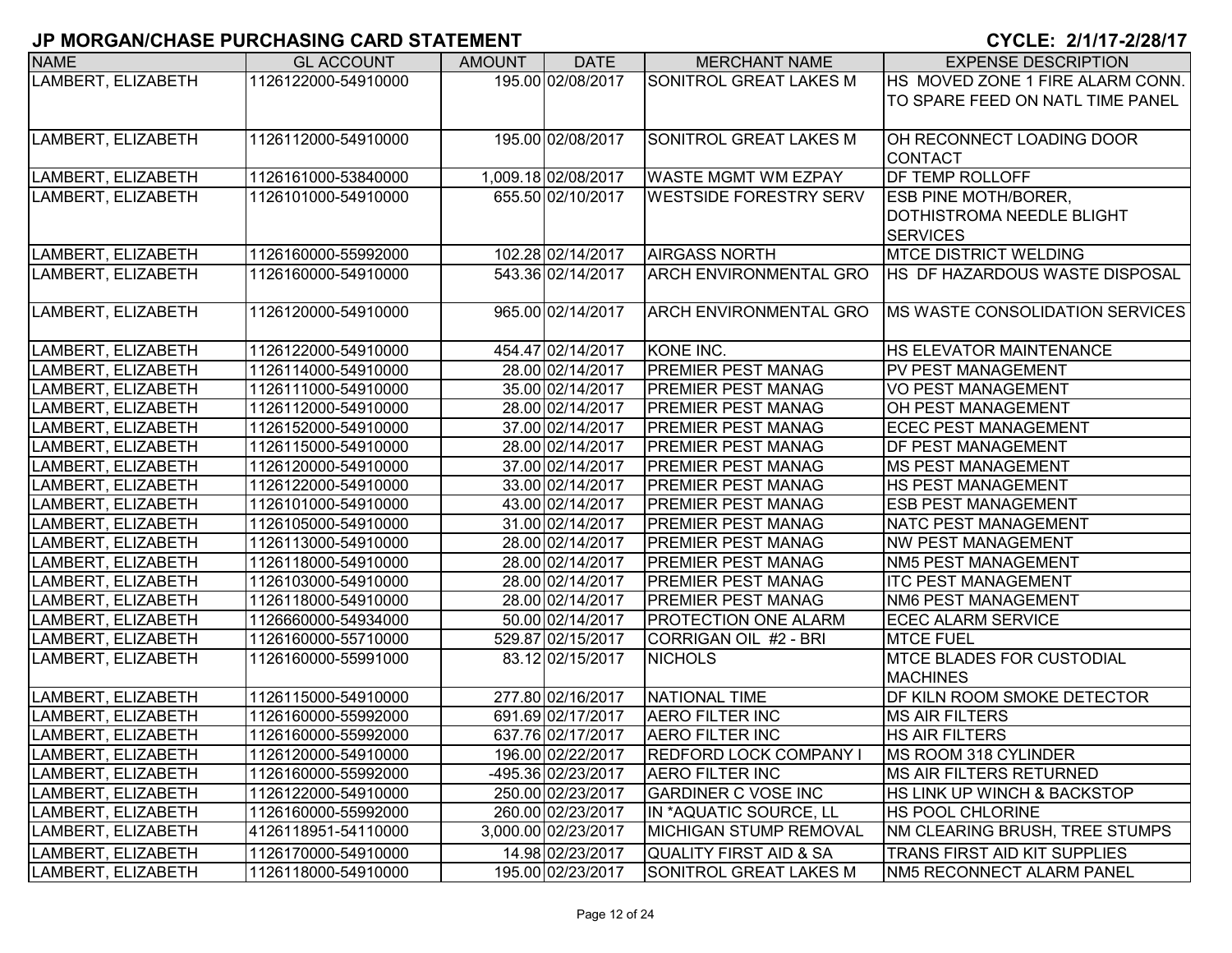# JP MORGAN/CHASE PURCHASING CARD STATEMENT

**CYCLE: 2/1/17-2/28/17**

| NAME | GL ACCOUNT | AMOUNT | DATE | MERCHANT NAME | EXPENSE DESCRIPTION |
|---|---|---|---|---|---|
| LAMBERT, ELIZABETH | 1126122000-54910000 | 195.00 | 02/08/2017 | SONITROL GREAT LAKES M | HS MOVED ZONE 1 FIRE ALARM CONN. TO SPARE FEED ON NATL TIME PANEL |
| LAMBERT, ELIZABETH | 1126112000-54910000 | 195.00 | 02/08/2017 | SONITROL GREAT LAKES M | OH RECONNECT LOADING DOOR CONTACT |
| LAMBERT, ELIZABETH | 1126161000-53840000 | 1,009.18 | 02/08/2017 | WASTE MGMT WM EZPAY | DF TEMP ROLLOFF |
| LAMBERT, ELIZABETH | 1126101000-54910000 | 655.50 | 02/10/2017 | WESTSIDE FORESTRY SERV | ESB PINE MOTH/BORER, DOTHISTROMA NEEDLE BLIGHT SERVICES |
| LAMBERT, ELIZABETH | 1126160000-55992000 | 102.28 | 02/14/2017 | AIRGASS NORTH | MTCE DISTRICT WELDING |
| LAMBERT, ELIZABETH | 1126160000-54910000 | 543.36 | 02/14/2017 | ARCH ENVIRONMENTAL GRO | HS DF HAZARDOUS WASTE DISPOSAL |
| LAMBERT, ELIZABETH | 1126120000-54910000 | 965.00 | 02/14/2017 | ARCH ENVIRONMENTAL GRO | MS WASTE CONSOLIDATION SERVICES |
| LAMBERT, ELIZABETH | 1126122000-54910000 | 454.47 | 02/14/2017 | KONE INC. | HS ELEVATOR MAINTENANCE |
| LAMBERT, ELIZABETH | 1126114000-54910000 | 28.00 | 02/14/2017 | PREMIER PEST MANAG | PV PEST MANAGEMENT |
| LAMBERT, ELIZABETH | 1126111000-54910000 | 35.00 | 02/14/2017 | PREMIER PEST MANAG | VO PEST MANAGEMENT |
| LAMBERT, ELIZABETH | 1126112000-54910000 | 28.00 | 02/14/2017 | PREMIER PEST MANAG | OH PEST MANAGEMENT |
| LAMBERT, ELIZABETH | 1126152000-54910000 | 37.00 | 02/14/2017 | PREMIER PEST MANAG | ECEC PEST MANAGEMENT |
| LAMBERT, ELIZABETH | 1126115000-54910000 | 28.00 | 02/14/2017 | PREMIER PEST MANAG | DF PEST MANAGEMENT |
| LAMBERT, ELIZABETH | 1126120000-54910000 | 37.00 | 02/14/2017 | PREMIER PEST MANAG | MS PEST MANAGEMENT |
| LAMBERT, ELIZABETH | 1126122000-54910000 | 33.00 | 02/14/2017 | PREMIER PEST MANAG | HS PEST MANAGEMENT |
| LAMBERT, ELIZABETH | 1126101000-54910000 | 43.00 | 02/14/2017 | PREMIER PEST MANAG | ESB PEST MANAGEMENT |
| LAMBERT, ELIZABETH | 1126105000-54910000 | 31.00 | 02/14/2017 | PREMIER PEST MANAG | NATC PEST MANAGEMENT |
| LAMBERT, ELIZABETH | 1126113000-54910000 | 28.00 | 02/14/2017 | PREMIER PEST MANAG | NW PEST MANAGEMENT |
| LAMBERT, ELIZABETH | 1126118000-54910000 | 28.00 | 02/14/2017 | PREMIER PEST MANAG | NM5 PEST MANAGEMENT |
| LAMBERT, ELIZABETH | 1126103000-54910000 | 28.00 | 02/14/2017 | PREMIER PEST MANAG | ITC PEST MANAGEMENT |
| LAMBERT, ELIZABETH | 1126118000-54910000 | 28.00 | 02/14/2017 | PREMIER PEST MANAG | NM6 PEST MANAGEMENT |
| LAMBERT, ELIZABETH | 1126660000-54934000 | 50.00 | 02/14/2017 | PROTECTION ONE ALARM | ECEC ALARM SERVICE |
| LAMBERT, ELIZABETH | 1126160000-55710000 | 529.87 | 02/15/2017 | CORRIGAN OIL #2 - BRI | MTCE FUEL |
| LAMBERT, ELIZABETH | 1126160000-55991000 | 83.12 | 02/15/2017 | NICHOLS | MTCE BLADES FOR CUSTODIAL MACHINES |
| LAMBERT, ELIZABETH | 1126115000-54910000 | 277.80 | 02/16/2017 | NATIONAL TIME | DF KILN ROOM SMOKE DETECTOR |
| LAMBERT, ELIZABETH | 1126160000-55992000 | 691.69 | 02/17/2017 | AERO FILTER INC | MS AIR FILTERS |
| LAMBERT, ELIZABETH | 1126160000-55992000 | 637.76 | 02/17/2017 | AERO FILTER INC | HS AIR FILTERS |
| LAMBERT, ELIZABETH | 1126120000-54910000 | 196.00 | 02/22/2017 | REDFORD LOCK COMPANY I | MS ROOM 318 CYLINDER |
| LAMBERT, ELIZABETH | 1126160000-55992000 | -495.36 | 02/23/2017 | AERO FILTER INC | MS AIR FILTERS RETURNED |
| LAMBERT, ELIZABETH | 1126122000-54910000 | 250.00 | 02/23/2017 | GARDINER C VOSE INC | HS LINK UP WINCH & BACKSTOP |
| LAMBERT, ELIZABETH | 1126160000-55992000 | 260.00 | 02/23/2017 | IN *AQUATIC SOURCE, LL | HS POOL CHLORINE |
| LAMBERT, ELIZABETH | 4126118951-54110000 | 3,000.00 | 02/23/2017 | MICHIGAN STUMP REMOVAL | NM CLEARING BRUSH, TREE STUMPS |
| LAMBERT, ELIZABETH | 1126170000-54910000 | 14.98 | 02/23/2017 | QUALITY FIRST AID & SA | TRANS FIRST AID KIT SUPPLIES |
| LAMBERT, ELIZABETH | 1126118000-54910000 | 195.00 | 02/23/2017 | SONITROL GREAT LAKES M | NM5 RECONNECT ALARM PANEL |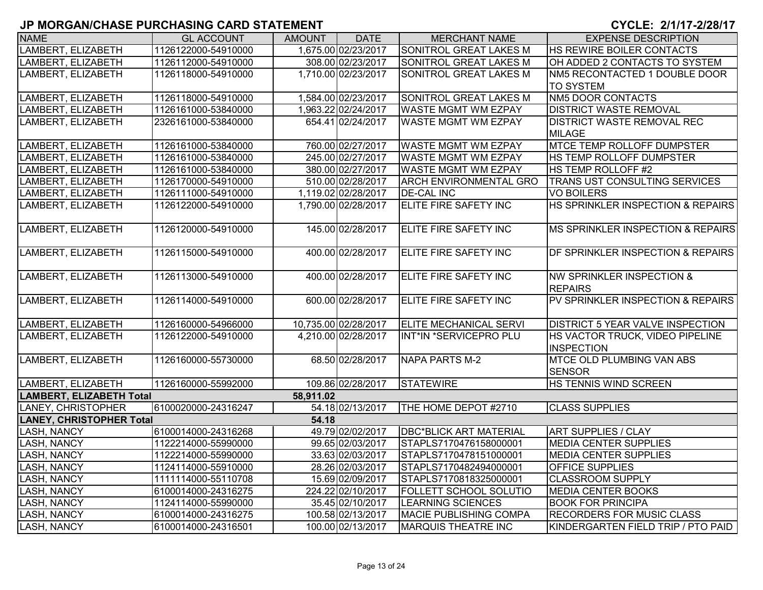# JP MORGAN/CHASE PURCHASING CARD STATEMENT

**CYCLE: 2/1/17-2/28/17**

| NAME | GL ACCOUNT | AMOUNT | DATE | MERCHANT NAME | EXPENSE DESCRIPTION |
|---|---|---|---|---|---|
| LAMBERT, ELIZABETH | 1126122000-54910000 | 1,675.00 | 02/23/2017 | SONITROL GREAT LAKES M | HS REWIRE BOILER CONTACTS |
| LAMBERT, ELIZABETH | 1126112000-54910000 | 308.00 | 02/23/2017 | SONITROL GREAT LAKES M | OH ADDED 2 CONTACTS TO SYSTEM |
| LAMBERT, ELIZABETH | 1126118000-54910000 | 1,710.00 | 02/23/2017 | SONITROL GREAT LAKES M | NM5 RECONTACTED 1 DOUBLE DOOR TO SYSTEM |
| LAMBERT, ELIZABETH | 1126118000-54910000 | 1,584.00 | 02/23/2017 | SONITROL GREAT LAKES M | NM5 DOOR CONTACTS |
| LAMBERT, ELIZABETH | 1126161000-53840000 | 1,963.22 | 02/24/2017 | WASTE MGMT WM EZPAY | DISTRICT WASTE REMOVAL |
| LAMBERT, ELIZABETH | 2326161000-53840000 | 654.41 | 02/24/2017 | WASTE MGMT WM EZPAY | DISTRICT WASTE REMOVAL REC MILAGE |
| LAMBERT, ELIZABETH | 1126161000-53840000 | 760.00 | 02/27/2017 | WASTE MGMT WM EZPAY | MTCE TEMP ROLLOFF DUMPSTER |
| LAMBERT, ELIZABETH | 1126161000-53840000 | 245.00 | 02/27/2017 | WASTE MGMT WM EZPAY | HS TEMP ROLLOFF DUMPSTER |
| LAMBERT, ELIZABETH | 1126161000-53840000 | 380.00 | 02/27/2017 | WASTE MGMT WM EZPAY | HS TEMP ROLLOFF #2 |
| LAMBERT, ELIZABETH | 1126170000-54910000 | 510.00 | 02/28/2017 | ARCH ENVIRONMENTAL GRO | TRANS UST CONSULTING SERVICES |
| LAMBERT, ELIZABETH | 1126111000-54910000 | 1,119.02 | 02/28/2017 | DE-CAL INC | VO BOILERS |
| LAMBERT, ELIZABETH | 1126122000-54910000 | 1,790.00 | 02/28/2017 | ELITE FIRE SAFETY INC | HS SPRINKLER INSPECTION & REPAIRS |
| LAMBERT, ELIZABETH | 1126120000-54910000 | 145.00 | 02/28/2017 | ELITE FIRE SAFETY INC | MS SPRINKLER INSPECTION & REPAIRS |
| LAMBERT, ELIZABETH | 1126115000-54910000 | 400.00 | 02/28/2017 | ELITE FIRE SAFETY INC | DF SPRINKLER INSPECTION & REPAIRS |
| LAMBERT, ELIZABETH | 1126113000-54910000 | 400.00 | 02/28/2017 | ELITE FIRE SAFETY INC | NW SPRINKLER INSPECTION & REPAIRS |
| LAMBERT, ELIZABETH | 1126114000-54910000 | 600.00 | 02/28/2017 | ELITE FIRE SAFETY INC | PV SPRINKLER INSPECTION & REPAIRS |
| LAMBERT, ELIZABETH | 1126160000-54966000 | 10,735.00 | 02/28/2017 | ELITE MECHANICAL SERVI | DISTRICT 5 YEAR VALVE INSPECTION |
| LAMBERT, ELIZABETH | 1126122000-54910000 | 4,210.00 | 02/28/2017 | INT*IN *SERVICEPRO PLU | HS VACTOR TRUCK, VIDEO PIPELINE INSPECTION |
| LAMBERT, ELIZABETH | 1126160000-55730000 | 68.50 | 02/28/2017 | NAPA PARTS M-2 | MTCE OLD PLUMBING VAN ABS SENSOR |
| LAMBERT, ELIZABETH | 1126160000-55992000 | 109.86 | 02/28/2017 | STATEWIRE | HS TENNIS WIND SCREEN |
| **LAMBERT, ELIZABETH Total** | | **58,911.02** | | | |
| LANEY, CHRISTOPHER | 6100020000-24316247 | 54.18 | 02/13/2017 | THE HOME DEPOT #2710 | CLASS SUPPLIES |
| **LANEY, CHRISTOPHER Total** | | **54.18** | | | |
| LASH, NANCY | 6100014000-24316268 | 49.79 | 02/02/2017 | DBC*BLICK ART MATERIAL | ART SUPPLIES / CLAY |
| LASH, NANCY | 1122214000-55990000 | 99.65 | 02/03/2017 | STAPLS7170476158000001 | MEDIA CENTER SUPPLIES |
| LASH, NANCY | 1122214000-55990000 | 33.63 | 02/03/2017 | STAPLS7170478151000001 | MEDIA CENTER SUPPLIES |
| LASH, NANCY | 1124114000-55910000 | 28.26 | 02/03/2017 | STAPLS7170482494000001 | OFFICE SUPPLIES |
| LASH, NANCY | 1111114000-55110708 | 15.69 | 02/09/2017 | STAPLS7170818325000001 | CLASSROOM SUPPLY |
| LASH, NANCY | 6100014000-24316275 | 224.22 | 02/10/2017 | FOLLETT SCHOOL SOLUTIO | MEDIA CENTER BOOKS |
| LASH, NANCY | 1124114000-55990000 | 35.45 | 02/10/2017 | LEARNING SCIENCES | BOOK FOR PRINCIPA |
| LASH, NANCY | 6100014000-24316275 | 100.58 | 02/13/2017 | MACIE PUBLISHING COMPA | RECORDERS FOR MUSIC CLASS |
| LASH, NANCY | 6100014000-24316501 | 100.00 | 02/13/2017 | MARQUIS THEATRE INC | KINDERGARTEN FIELD TRIP / PTO PAID |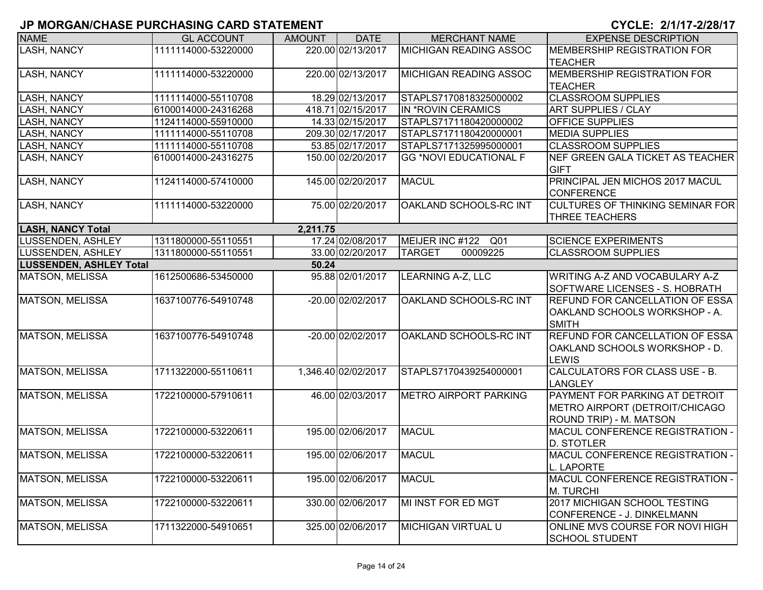# JP MORGAN/CHASE PURCHASING CARD STATEMENT

**CYCLE: 2/1/17-2/28/17**

| NAME | GL ACCOUNT | AMOUNT | DATE | MERCHANT NAME | EXPENSE DESCRIPTION |
|---|---|---|---|---|---|
| LASH, NANCY | 1111114000-53220000 | 220.00 | 02/13/2017 | MICHIGAN READING ASSOC | MEMBERSHIP REGISTRATION FOR TEACHER |
| LASH, NANCY | 1111114000-53220000 | 220.00 | 02/13/2017 | MICHIGAN READING ASSOC | MEMBERSHIP REGISTRATION FOR TEACHER |
| LASH, NANCY | 1111114000-55110708 | 18.29 | 02/13/2017 | STAPLS7170818325000002 | CLASSROOM SUPPLIES |
| LASH, NANCY | 6100014000-24316268 | 418.71 | 02/15/2017 | IN *ROVIN CERAMICS | ART SUPPLIES / CLAY |
| LASH, NANCY | 1124114000-55910000 | 14.33 | 02/15/2017 | STAPLS7171180420000002 | OFFICE SUPPLIES |
| LASH, NANCY | 1111114000-55110708 | 209.30 | 02/17/2017 | STAPLS7171180420000001 | MEDIA SUPPLIES |
| LASH, NANCY | 1111114000-55110708 | 53.85 | 02/17/2017 | STAPLS7171325995000001 | CLASSROOM SUPPLIES |
| LASH, NANCY | 6100014000-24316275 | 150.00 | 02/20/2017 | GG *NOVI EDUCATIONAL F | NEF GREEN GALA TICKET AS TEACHER GIFT |
| LASH, NANCY | 1124114000-57410000 | 145.00 | 02/20/2017 | MACUL | PRINCIPAL JEN MICHOS 2017 MACUL CONFERENCE |
| LASH, NANCY | 1111114000-53220000 | 75.00 | 02/20/2017 | OAKLAND SCHOOLS-RC INT | CULTURES OF THINKING SEMINAR FOR THREE TEACHERS |
| **LASH, NANCY Total** | | **2,211.75** | | | |
| LUSSENDEN, ASHLEY | 1311800000-55110551 | 17.24 | 02/08/2017 | MEIJER INC #122 Q01 | SCIENCE EXPERIMENTS |
| LUSSENDEN, ASHLEY | 1311800000-55110551 | 33.00 | 02/20/2017 | TARGET 00009225 | CLASSROOM SUPPLIES |
| **LUSSENDEN, ASHLEY Total** | | **50.24** | | | |
| MATSON, MELISSA | 1612500686-53450000 | 95.88 | 02/01/2017 | LEARNING A-Z, LLC | WRITING A-Z AND VOCABULARY A-Z SOFTWARE LICENSES - S. HOBRATH |
| MATSON, MELISSA | 1637100776-54910748 | -20.00 | 02/02/2017 | OAKLAND SCHOOLS-RC INT | REFUND FOR CANCELLATION OF ESSA OAKLAND SCHOOLS WORKSHOP - A. SMITH |
| MATSON, MELISSA | 1637100776-54910748 | -20.00 | 02/02/2017 | OAKLAND SCHOOLS-RC INT | REFUND FOR CANCELLATION OF ESSA OAKLAND SCHOOLS WORKSHOP - D. LEWIS |
| MATSON, MELISSA | 1711322000-55110611 | 1,346.40 | 02/02/2017 | STAPLS7170439254000001 | CALCULATORS FOR CLASS USE - B. LANGLEY |
| MATSON, MELISSA | 1722100000-57910611 | 46.00 | 02/03/2017 | METRO AIRPORT PARKING | PAYMENT FOR PARKING AT DETROIT METRO AIRPORT (DETROIT/CHICAGO ROUND TRIP) - M. MATSON |
| MATSON, MELISSA | 1722100000-53220611 | 195.00 | 02/06/2017 | MACUL | MACUL CONFERENCE REGISTRATION - D. STOTLER |
| MATSON, MELISSA | 1722100000-53220611 | 195.00 | 02/06/2017 | MACUL | MACUL CONFERENCE REGISTRATION - L. LAPORTE |
| MATSON, MELISSA | 1722100000-53220611 | 195.00 | 02/06/2017 | MACUL | MACUL CONFERENCE REGISTRATION - M. TURCHI |
| MATSON, MELISSA | 1722100000-53220611 | 330.00 | 02/06/2017 | MI INST FOR ED MGT | 2017 MICHIGAN SCHOOL TESTING CONFERENCE - J. DINKELMANN |
| MATSON, MELISSA | 1711322000-54910651 | 325.00 | 02/06/2017 | MICHIGAN VIRTUAL U | ONLINE MVS COURSE FOR NOVI HIGH SCHOOL STUDENT |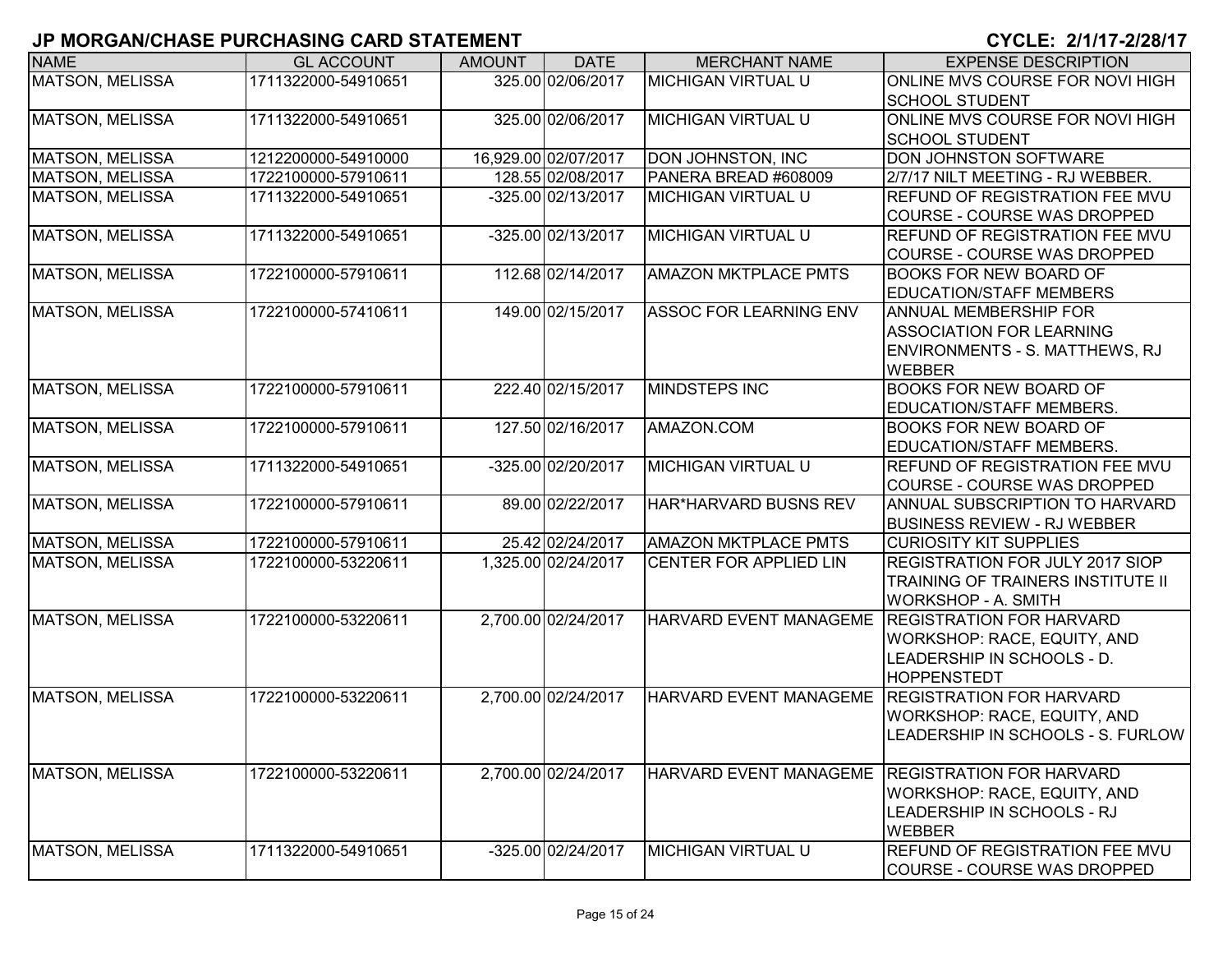## JP MORGAN/CHASE PURCHASING CARD STATEMENT

**CYCLE: 2/1/17-2/28/17**

| NAME | GL ACCOUNT | AMOUNT | DATE | MERCHANT NAME | EXPENSE DESCRIPTION |
|---|---|---|---|---|---|
| MATSON, MELISSA | 1711322000-54910651 | 325.00 | 02/06/2017 | MICHIGAN VIRTUAL U | ONLINE MVS COURSE FOR NOVI HIGH SCHOOL STUDENT |
| MATSON, MELISSA | 1711322000-54910651 | 325.00 | 02/06/2017 | MICHIGAN VIRTUAL U | ONLINE MVS COURSE FOR NOVI HIGH SCHOOL STUDENT |
| MATSON, MELISSA | 1212200000-54910000 | 16,929.00 | 02/07/2017 | DON JOHNSTON, INC | DON JOHNSTON SOFTWARE |
| MATSON, MELISSA | 1722100000-57910611 | 128.55 | 02/08/2017 | PANERA BREAD #608009 | 2/7/17 NILT MEETING - RJ WEBBER. |
| MATSON, MELISSA | 1711322000-54910651 | -325.00 | 02/13/2017 | MICHIGAN VIRTUAL U | REFUND OF REGISTRATION FEE MVU COURSE - COURSE WAS DROPPED |
| MATSON, MELISSA | 1711322000-54910651 | -325.00 | 02/13/2017 | MICHIGAN VIRTUAL U | REFUND OF REGISTRATION FEE MVU COURSE - COURSE WAS DROPPED |
| MATSON, MELISSA | 1722100000-57910611 | 112.68 | 02/14/2017 | AMAZON MKTPLACE PMTS | BOOKS FOR NEW BOARD OF EDUCATION/STAFF MEMBERS |
| MATSON, MELISSA | 1722100000-57410611 | 149.00 | 02/15/2017 | ASSOC FOR LEARNING ENV | ANNUAL MEMBERSHIP FOR ASSOCIATION FOR LEARNING ENVIRONMENTS - S. MATTHEWS, RJ WEBBER |
| MATSON, MELISSA | 1722100000-57910611 | 222.40 | 02/15/2017 | MINDSTEPS INC | BOOKS FOR NEW BOARD OF EDUCATION/STAFF MEMBERS. |
| MATSON, MELISSA | 1722100000-57910611 | 127.50 | 02/16/2017 | AMAZON.COM | BOOKS FOR NEW BOARD OF EDUCATION/STAFF MEMBERS. |
| MATSON, MELISSA | 1711322000-54910651 | -325.00 | 02/20/2017 | MICHIGAN VIRTUAL U | REFUND OF REGISTRATION FEE MVU COURSE - COURSE WAS DROPPED |
| MATSON, MELISSA | 1722100000-57910611 | 89.00 | 02/22/2017 | HAR*HARVARD BUSNS REV | ANNUAL SUBSCRIPTION TO HARVARD BUSINESS REVIEW - RJ WEBBER |
| MATSON, MELISSA | 1722100000-57910611 | 25.42 | 02/24/2017 | AMAZON MKTPLACE PMTS | CURIOSITY KIT SUPPLIES |
| MATSON, MELISSA | 1722100000-53220611 | 1,325.00 | 02/24/2017 | CENTER FOR APPLIED LIN | REGISTRATION FOR JULY 2017 SIOP TRAINING OF TRAINERS INSTITUTE II WORKSHOP - A. SMITH |
| MATSON, MELISSA | 1722100000-53220611 | 2,700.00 | 02/24/2017 | HARVARD EVENT MANAGEME | REGISTRATION FOR HARVARD WORKSHOP: RACE, EQUITY, AND LEADERSHIP IN SCHOOLS - D. HOPPENSTEDT |
| MATSON, MELISSA | 1722100000-53220611 | 2,700.00 | 02/24/2017 | HARVARD EVENT MANAGEME | REGISTRATION FOR HARVARD WORKSHOP: RACE, EQUITY, AND LEADERSHIP IN SCHOOLS - S. FURLOW |
| MATSON, MELISSA | 1722100000-53220611 | 2,700.00 | 02/24/2017 | HARVARD EVENT MANAGEME | REGISTRATION FOR HARVARD WORKSHOP: RACE, EQUITY, AND LEADERSHIP IN SCHOOLS - RJ WEBBER |
| MATSON, MELISSA | 1711322000-54910651 | -325.00 | 02/24/2017 | MICHIGAN VIRTUAL U | REFUND OF REGISTRATION FEE MVU COURSE - COURSE WAS DROPPED |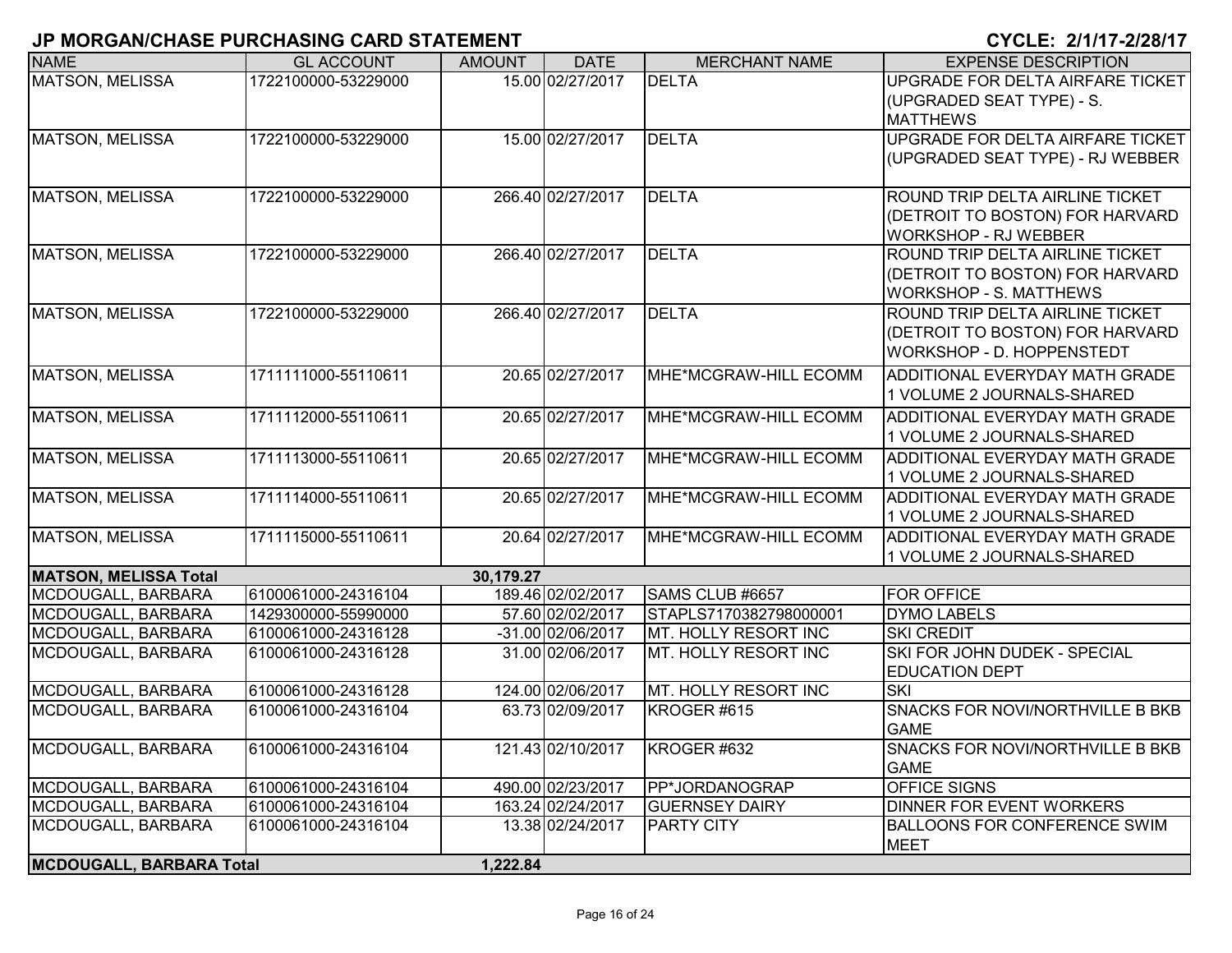## JP MORGAN/CHASE PURCHASING CARD STATEMENT

**CYCLE: 2/1/17-2/28/17**

| NAME | GL ACCOUNT | AMOUNT | DATE | MERCHANT NAME | EXPENSE DESCRIPTION |
|---|---|---|---|---|---|
| MATSON, MELISSA | 1722100000-53229000 | 15.00 | 02/27/2017 | DELTA | UPGRADE FOR DELTA AIRFARE TICKET (UPGRADED SEAT TYPE) - S. MATTHEWS |
| MATSON, MELISSA | 1722100000-53229000 | 15.00 | 02/27/2017 | DELTA | UPGRADE FOR DELTA AIRFARE TICKET (UPGRADED SEAT TYPE) - RJ WEBBER |
| MATSON, MELISSA | 1722100000-53229000 | 266.40 | 02/27/2017 | DELTA | ROUND TRIP DELTA AIRLINE TICKET (DETROIT TO BOSTON) FOR HARVARD WORKSHOP - RJ WEBBER |
| MATSON, MELISSA | 1722100000-53229000 | 266.40 | 02/27/2017 | DELTA | ROUND TRIP DELTA AIRLINE TICKET (DETROIT TO BOSTON) FOR HARVARD WORKSHOP - S. MATTHEWS |
| MATSON, MELISSA | 1722100000-53229000 | 266.40 | 02/27/2017 | DELTA | ROUND TRIP DELTA AIRLINE TICKET (DETROIT TO BOSTON) FOR HARVARD WORKSHOP - D. HOPPENSTEDT |
| MATSON, MELISSA | 1711111000-55110611 | 20.65 | 02/27/2017 | MHE*MCGRAW-HILL ECOMM | ADDITIONAL EVERYDAY MATH GRADE 1 VOLUME 2 JOURNALS-SHARED |
| MATSON, MELISSA | 1711112000-55110611 | 20.65 | 02/27/2017 | MHE*MCGRAW-HILL ECOMM | ADDITIONAL EVERYDAY MATH GRADE 1 VOLUME 2 JOURNALS-SHARED |
| MATSON, MELISSA | 1711113000-55110611 | 20.65 | 02/27/2017 | MHE*MCGRAW-HILL ECOMM | ADDITIONAL EVERYDAY MATH GRADE 1 VOLUME 2 JOURNALS-SHARED |
| MATSON, MELISSA | 1711114000-55110611 | 20.65 | 02/27/2017 | MHE*MCGRAW-HILL ECOMM | ADDITIONAL EVERYDAY MATH GRADE 1 VOLUME 2 JOURNALS-SHARED |
| MATSON, MELISSA | 1711115000-55110611 | 20.64 | 02/27/2017 | MHE*MCGRAW-HILL ECOMM | ADDITIONAL EVERYDAY MATH GRADE 1 VOLUME 2 JOURNALS-SHARED |
| **MATSON, MELISSA Total** | | **30,179.27** | | | |
| MCDOUGALL, BARBARA | 6100061000-24316104 | 189.46 | 02/02/2017 | SAMS CLUB #6657 | FOR OFFICE |
| MCDOUGALL, BARBARA | 1429300000-55990000 | 57.60 | 02/02/2017 | STAPLS7170382798000001 | DYMO LABELS |
| MCDOUGALL, BARBARA | 6100061000-24316128 | -31.00 | 02/06/2017 | MT. HOLLY RESORT INC | SKI CREDIT |
| MCDOUGALL, BARBARA | 6100061000-24316128 | 31.00 | 02/06/2017 | MT. HOLLY RESORT INC | SKI FOR JOHN DUDEK - SPECIAL EDUCATION DEPT |
| MCDOUGALL, BARBARA | 6100061000-24316128 | 124.00 | 02/06/2017 | MT. HOLLY RESORT INC | SKI |
| MCDOUGALL, BARBARA | 6100061000-24316104 | 63.73 | 02/09/2017 | KROGER #615 | SNACKS FOR NOVI/NORTHVILLE B BKB GAME |
| MCDOUGALL, BARBARA | 6100061000-24316104 | 121.43 | 02/10/2017 | KROGER #632 | SNACKS FOR NOVI/NORTHVILLE B BKB GAME |
| MCDOUGALL, BARBARA | 6100061000-24316104 | 490.00 | 02/23/2017 | PP*JORDANOGRAP | OFFICE SIGNS |
| MCDOUGALL, BARBARA | 6100061000-24316104 | 163.24 | 02/24/2017 | GUERNSEY DAIRY | DINNER FOR EVENT WORKERS |
| MCDOUGALL, BARBARA | 6100061000-24316104 | 13.38 | 02/24/2017 | PARTY CITY | BALLOONS FOR CONFERENCE SWIM MEET |
| **MCDOUGALL, BARBARA Total** | | **1,222.84** | | | |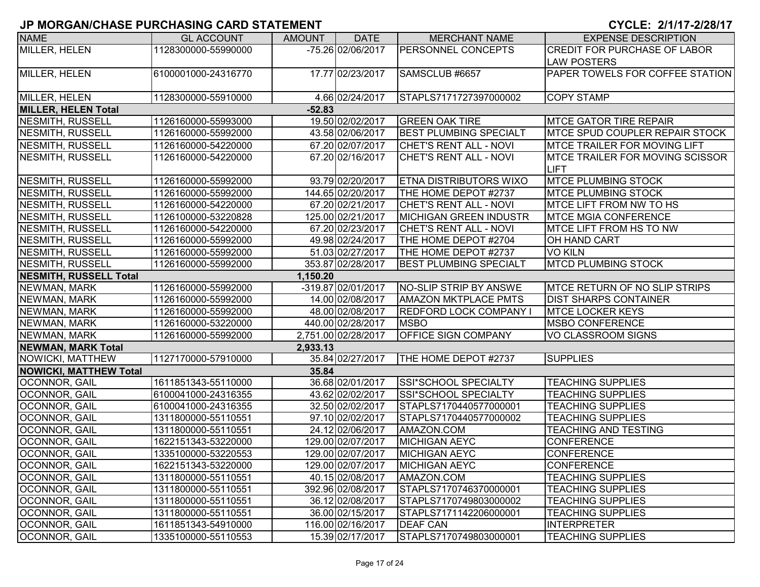# JP MORGAN/CHASE PURCHASING CARD STATEMENT

**CYCLE: 2/1/17-2/28/17**

| NAME | GL ACCOUNT | AMOUNT | DATE | MERCHANT NAME | EXPENSE DESCRIPTION |
|---|---|---|---|---|---|
| MILLER, HELEN | 1128300000-55990000 | -75.26 | 02/06/2017 | PERSONNEL CONCEPTS | CREDIT FOR PURCHASE OF LABOR LAW POSTERS |
| MILLER, HELEN | 6100001000-24316770 | 17.77 | 02/23/2017 | SAMSCLUB #6657 | PAPER TOWELS FOR COFFEE STATION |
| MILLER, HELEN | 1128300000-55910000 | 4.66 | 02/24/2017 | STAPLS7171727397000002 | COPY STAMP |
| **MILLER, HELEN Total** | | **-52.83** | | | |
| NESMITH, RUSSELL | 1126160000-55993000 | 19.50 | 02/02/2017 | GREEN OAK TIRE | MTCE GATOR TIRE REPAIR |
| NESMITH, RUSSELL | 1126160000-55992000 | 43.58 | 02/06/2017 | BEST PLUMBING SPECIALT | MTCE SPUD COUPLER REPAIR STOCK |
| NESMITH, RUSSELL | 1126160000-54220000 | 67.20 | 02/07/2017 | CHET'S RENT ALL - NOVI | MTCE TRAILER FOR MOVING LIFT |
| NESMITH, RUSSELL | 1126160000-54220000 | 67.20 | 02/16/2017 | CHET'S RENT ALL - NOVI | MTCE TRAILER FOR MOVING SCISSOR LIFT |
| NESMITH, RUSSELL | 1126160000-55992000 | 93.79 | 02/20/2017 | ETNA DISTRIBUTORS WIXO | MTCE PLUMBING STOCK |
| NESMITH, RUSSELL | 1126160000-55992000 | 144.65 | 02/20/2017 | THE HOME DEPOT #2737 | MTCE PLUMBING STOCK |
| NESMITH, RUSSELL | 1126160000-54220000 | 67.20 | 02/21/2017 | CHET'S RENT ALL - NOVI | MTCE LIFT FROM NW TO HS |
| NESMITH, RUSSELL | 1126100000-53220828 | 125.00 | 02/21/2017 | MICHIGAN GREEN INDUSTR | MTCE MGIA CONFERENCE |
| NESMITH, RUSSELL | 1126160000-54220000 | 67.20 | 02/23/2017 | CHET'S RENT ALL - NOVI | MTCE LIFT FROM HS TO NW |
| NESMITH, RUSSELL | 1126160000-55992000 | 49.98 | 02/24/2017 | THE HOME DEPOT #2704 | OH HAND CART |
| NESMITH, RUSSELL | 1126160000-55992000 | 51.03 | 02/27/2017 | THE HOME DEPOT #2737 | VO KILN |
| NESMITH, RUSSELL | 1126160000-55992000 | 353.87 | 02/28/2017 | BEST PLUMBING SPECIALT | MTCD PLUMBING STOCK |
| **NESMITH, RUSSELL Total** | | **1,150.20** | | | |
| NEWMAN, MARK | 1126160000-55992000 | -319.87 | 02/01/2017 | NO-SLIP STRIP BY ANSWE | MTCE RETURN OF NO SLIP STRIPS |
| NEWMAN, MARK | 1126160000-55992000 | 14.00 | 02/08/2017 | AMAZON MKTPLACE PMTS | DIST SHARPS CONTAINER |
| NEWMAN, MARK | 1126160000-55992000 | 48.00 | 02/08/2017 | REDFORD LOCK COMPANY I | MTCE LOCKER KEYS |
| NEWMAN, MARK | 1126160000-53220000 | 440.00 | 02/28/2017 | MSBO | MSBO CONFERENCE |
| NEWMAN, MARK | 1126160000-55992000 | 2,751.00 | 02/28/2017 | OFFICE SIGN COMPANY | VO CLASSROOM SIGNS |
| **NEWMAN, MARK Total** | | **2,933.13** | | | |
| NOWICKI, MATTHEW | 1127170000-57910000 | 35.84 | 02/27/2017 | THE HOME DEPOT #2737 | SUPPLIES |
| **NOWICKI, MATTHEW Total** | | **35.84** | | | |
| OCONNOR, GAIL | 1611851343-55110000 | 36.68 | 02/01/2017 | SSI*SCHOOL SPECIALTY | TEACHING SUPPLIES |
| OCONNOR, GAIL | 6100041000-24316355 | 43.62 | 02/02/2017 | SSI*SCHOOL SPECIALTY | TEACHING SUPPLIES |
| OCONNOR, GAIL | 6100041000-24316355 | 32.50 | 02/02/2017 | STAPLS7170440577000001 | TEACHING SUPPLIES |
| OCONNOR, GAIL | 1311800000-55110551 | 97.10 | 02/02/2017 | STAPLS7170440577000002 | TEACHING SUPPLIES |
| OCONNOR, GAIL | 1311800000-55110551 | 24.12 | 02/06/2017 | AMAZON.COM | TEACHING AND TESTING |
| OCONNOR, GAIL | 1622151343-53220000 | 129.00 | 02/07/2017 | MICHIGAN AEYC | CONFERENCE |
| OCONNOR, GAIL | 1335100000-53220553 | 129.00 | 02/07/2017 | MICHIGAN AEYC | CONFERENCE |
| OCONNOR, GAIL | 1622151343-53220000 | 129.00 | 02/07/2017 | MICHIGAN AEYC | CONFERENCE |
| OCONNOR, GAIL | 1311800000-55110551 | 40.15 | 02/08/2017 | AMAZON.COM | TEACHING SUPPLIES |
| OCONNOR, GAIL | 1311800000-55110551 | 392.96 | 02/08/2017 | STAPLS7170746370000001 | TEACHING SUPPLIES |
| OCONNOR, GAIL | 1311800000-55110551 | 36.12 | 02/08/2017 | STAPLS7170749803000002 | TEACHING SUPPLIES |
| OCONNOR, GAIL | 1311800000-55110551 | 36.00 | 02/15/2017 | STAPLS7171142206000001 | TEACHING SUPPLIES |
| OCONNOR, GAIL | 1611851343-54910000 | 116.00 | 02/16/2017 | DEAF CAN | INTERPRETER |
| OCONNOR, GAIL | 1335100000-55110553 | 15.39 | 02/17/2017 | STAPLS7170749803000001 | TEACHING SUPPLIES |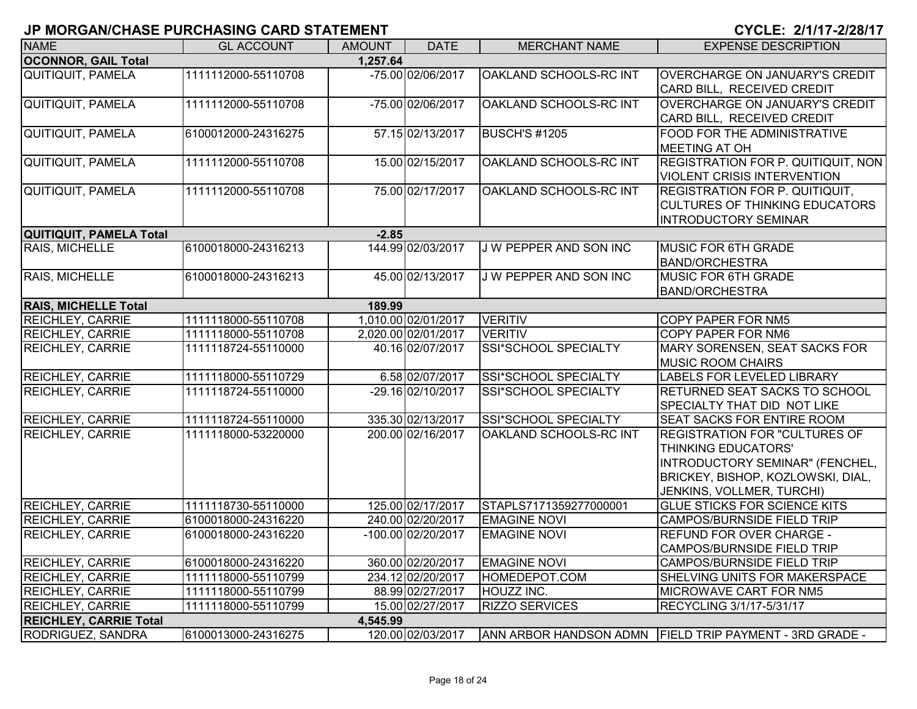## JP MORGAN/CHASE PURCHASING CARD STATEMENT

**CYCLE: 2/1/17-2/28/17**

| NAME | GL ACCOUNT | AMOUNT | DATE | MERCHANT NAME | EXPENSE DESCRIPTION |
|---|---|---|---|---|---|
| **OCONNOR, GAIL Total** | | **1,257.64** | | | |
| QUITIQUIT, PAMELA | 1111112000-55110708 | -75.00 | 02/06/2017 | OAKLAND SCHOOLS-RC INT | OVERCHARGE ON JANUARY'S CREDIT CARD BILL, RECEIVED CREDIT |
| QUITIQUIT, PAMELA | 1111112000-55110708 | -75.00 | 02/06/2017 | OAKLAND SCHOOLS-RC INT | OVERCHARGE ON JANUARY'S CREDIT CARD BILL, RECEIVED CREDIT |
| QUITIQUIT, PAMELA | 6100012000-24316275 | 57.15 | 02/13/2017 | BUSCH'S #1205 | FOOD FOR THE ADMINISTRATIVE MEETING AT OH |
| QUITIQUIT, PAMELA | 1111112000-55110708 | 15.00 | 02/15/2017 | OAKLAND SCHOOLS-RC INT | REGISTRATION FOR P. QUITIQUIT, NON VIOLENT CRISIS INTERVENTION |
| QUITIQUIT, PAMELA | 1111112000-55110708 | 75.00 | 02/17/2017 | OAKLAND SCHOOLS-RC INT | REGISTRATION FOR P. QUITIQUIT, CULTURES OF THINKING EDUCATORS INTRODUCTORY SEMINAR |
| **QUITIQUIT, PAMELA Total** | | **-2.85** | | | |
| RAIS, MICHELLE | 6100018000-24316213 | 144.99 | 02/03/2017 | J W PEPPER AND SON INC | MUSIC FOR 6TH GRADE BAND/ORCHESTRA |
| RAIS, MICHELLE | 6100018000-24316213 | 45.00 | 02/13/2017 | J W PEPPER AND SON INC | MUSIC FOR 6TH GRADE BAND/ORCHESTRA |
| **RAIS, MICHELLE Total** | | **189.99** | | | |
| REICHLEY, CARRIE | 1111118000-55110708 | 1,010.00 | 02/01/2017 | VERITIV | COPY PAPER FOR NM5 |
| REICHLEY, CARRIE | 1111118000-55110708 | 2,020.00 | 02/01/2017 | VERITIV | COPY PAPER FOR NM6 |
| REICHLEY, CARRIE | 1111118724-55110000 | 40.16 | 02/07/2017 | SSI*SCHOOL SPECIALTY | MARY SORENSEN, SEAT SACKS FOR MUSIC ROOM CHAIRS |
| REICHLEY, CARRIE | 1111118000-55110729 | 6.58 | 02/07/2017 | SSI*SCHOOL SPECIALTY | LABELS FOR LEVELED LIBRARY |
| REICHLEY, CARRIE | 1111118724-55110000 | -29.16 | 02/10/2017 | SSI*SCHOOL SPECIALTY | RETURNED SEAT SACKS TO SCHOOL SPECIALTY THAT DID NOT LIKE |
| REICHLEY, CARRIE | 1111118724-55110000 | 335.30 | 02/13/2017 | SSI*SCHOOL SPECIALTY | SEAT SACKS FOR ENTIRE ROOM |
| REICHLEY, CARRIE | 1111118000-53220000 | 200.00 | 02/16/2017 | OAKLAND SCHOOLS-RC INT | REGISTRATION FOR "CULTURES OF THINKING EDUCATORS' INTRODUCTORY SEMINAR" (FENCHEL, BRICKEY, BISHOP, KOZLOWSKI, DIAL, JENKINS, VOLLMER, TURCHI) |
| REICHLEY, CARRIE | 1111118730-55110000 | 125.00 | 02/17/2017 | STAPLS7171359277000001 | GLUE STICKS FOR SCIENCE KITS |
| REICHLEY, CARRIE | 6100018000-24316220 | 240.00 | 02/20/2017 | EMAGINE NOVI | CAMPOS/BURNSIDE FIELD TRIP |
| REICHLEY, CARRIE | 6100018000-24316220 | -100.00 | 02/20/2017 | EMAGINE NOVI | REFUND FOR OVER CHARGE - CAMPOS/BURNSIDE FIELD TRIP |
| REICHLEY, CARRIE | 6100018000-24316220 | 360.00 | 02/20/2017 | EMAGINE NOVI | CAMPOS/BURNSIDE FIELD TRIP |
| REICHLEY, CARRIE | 1111118000-55110799 | 234.12 | 02/20/2017 | HOMEDEPOT.COM | SHELVING UNITS FOR MAKERSPACE |
| REICHLEY, CARRIE | 1111118000-55110799 | 88.99 | 02/27/2017 | HOUZZ INC. | MICROWAVE CART FOR NM5 |
| REICHLEY, CARRIE | 1111118000-55110799 | 15.00 | 02/27/2017 | RIZZO SERVICES | RECYCLING 3/1/17-5/31/17 |
| **REICHLEY, CARRIE Total** | | **4,545.99** | | | |
| RODRIGUEZ, SANDRA | 6100013000-24316275 | 120.00 | 02/03/2017 | ANN ARBOR HANDSON ADMN | FIELD TRIP PAYMENT - 3RD GRADE - |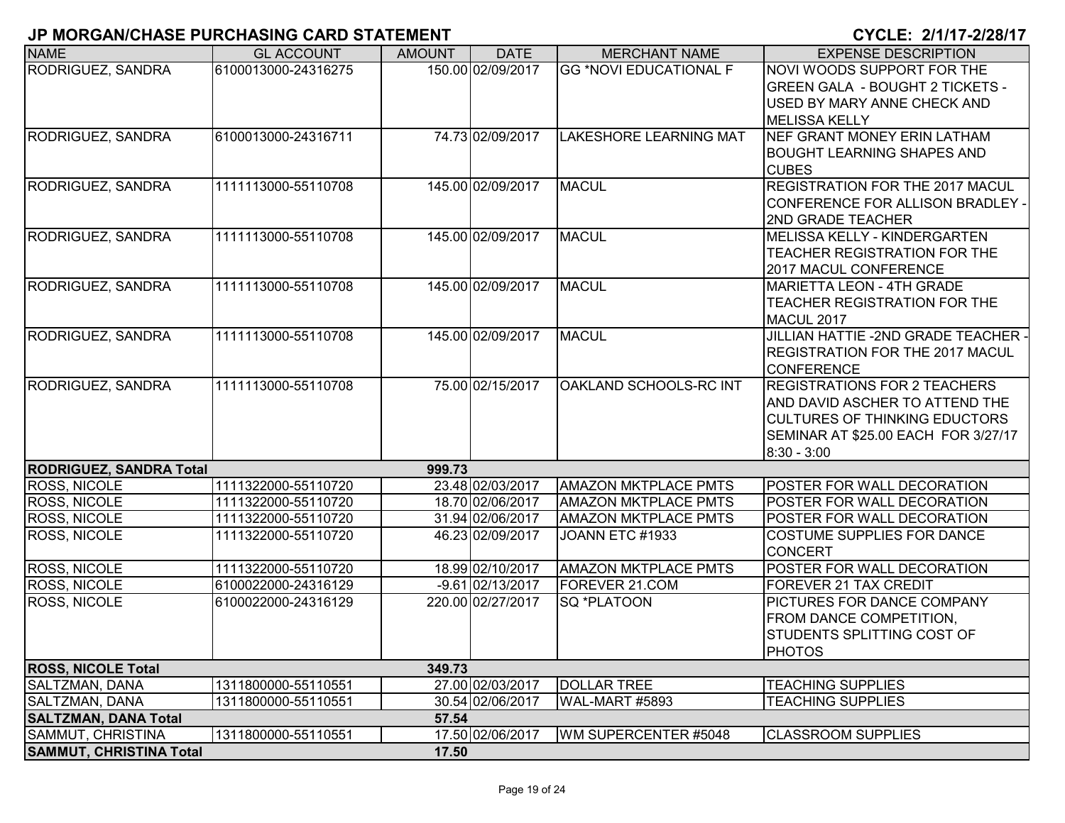## JP MORGAN/CHASE PURCHASING CARD STATEMENT

**CYCLE: 2/1/17-2/28/17**

| NAME | GL ACCOUNT | AMOUNT | DATE | MERCHANT NAME | EXPENSE DESCRIPTION |
|---|---|---|---|---|---|
| RODRIGUEZ, SANDRA | 6100013000-24316275 | 150.00 | 02/09/2017 | GG *NOVI EDUCATIONAL F | NOVI WOODS SUPPORT FOR THE GREEN GALA - BOUGHT 2 TICKETS - USED BY MARY ANNE CHECK AND MELISSA KELLY |
| RODRIGUEZ, SANDRA | 6100013000-24316711 | 74.73 | 02/09/2017 | LAKESHORE LEARNING MAT | NEF GRANT MONEY ERIN LATHAM BOUGHT LEARNING SHAPES AND CUBES |
| RODRIGUEZ, SANDRA | 1111113000-55110708 | 145.00 | 02/09/2017 | MACUL | REGISTRATION FOR THE 2017 MACUL CONFERENCE FOR ALLISON BRADLEY - 2ND GRADE TEACHER |
| RODRIGUEZ, SANDRA | 1111113000-55110708 | 145.00 | 02/09/2017 | MACUL | MELISSA KELLY - KINDERGARTEN TEACHER REGISTRATION FOR THE 2017 MACUL CONFERENCE |
| RODRIGUEZ, SANDRA | 1111113000-55110708 | 145.00 | 02/09/2017 | MACUL | MARIETTA LEON - 4TH GRADE TEACHER REGISTRATION FOR THE MACUL 2017 |
| RODRIGUEZ, SANDRA | 1111113000-55110708 | 145.00 | 02/09/2017 | MACUL | JILLIAN HATTIE -2ND GRADE TEACHER - REGISTRATION FOR THE 2017 MACUL CONFERENCE |
| RODRIGUEZ, SANDRA | 1111113000-55110708 | 75.00 | 02/15/2017 | OAKLAND SCHOOLS-RC INT | REGISTRATIONS FOR 2 TEACHERS AND DAVID ASCHER TO ATTEND THE CULTURES OF THINKING EDUCTORS SEMINAR AT $25.00 EACH FOR 3/27/17 8:30 - 3:00 |
| **RODRIGUEZ, SANDRA Total** | | **999.73** | | | |
| ROSS, NICOLE | 1111322000-55110720 | 23.48 | 02/03/2017 | AMAZON MKTPLACE PMTS | POSTER FOR WALL DECORATION |
| ROSS, NICOLE | 1111322000-55110720 | 18.70 | 02/06/2017 | AMAZON MKTPLACE PMTS | POSTER FOR WALL DECORATION |
| ROSS, NICOLE | 1111322000-55110720 | 31.94 | 02/06/2017 | AMAZON MKTPLACE PMTS | POSTER FOR WALL DECORATION |
| ROSS, NICOLE | 1111322000-55110720 | 46.23 | 02/09/2017 | JOANN ETC #1933 | COSTUME SUPPLIES FOR DANCE CONCERT |
| ROSS, NICOLE | 1111322000-55110720 | 18.99 | 02/10/2017 | AMAZON MKTPLACE PMTS | POSTER FOR WALL DECORATION |
| ROSS, NICOLE | 6100022000-24316129 | -9.61 | 02/13/2017 | FOREVER 21.COM | FOREVER 21 TAX CREDIT |
| ROSS, NICOLE | 6100022000-24316129 | 220.00 | 02/27/2017 | SQ *PLATOON | PICTURES FOR DANCE COMPANY FROM DANCE COMPETITION, STUDENTS SPLITTING COST OF PHOTOS |
| **ROSS, NICOLE Total** | | **349.73** | | | |
| SALTZMAN, DANA | 1311800000-55110551 | 27.00 | 02/03/2017 | DOLLAR TREE | TEACHING SUPPLIES |
| SALTZMAN, DANA | 1311800000-55110551 | 30.54 | 02/06/2017 | WAL-MART #5893 | TEACHING SUPPLIES |
| **SALTZMAN, DANA Total** | | **57.54** | | | |
| SAMMUT, CHRISTINA | 1311800000-55110551 | 17.50 | 02/06/2017 | WM SUPERCENTER #5048 | CLASSROOM SUPPLIES |
| **SAMMUT, CHRISTINA Total** | | **17.50** | | | |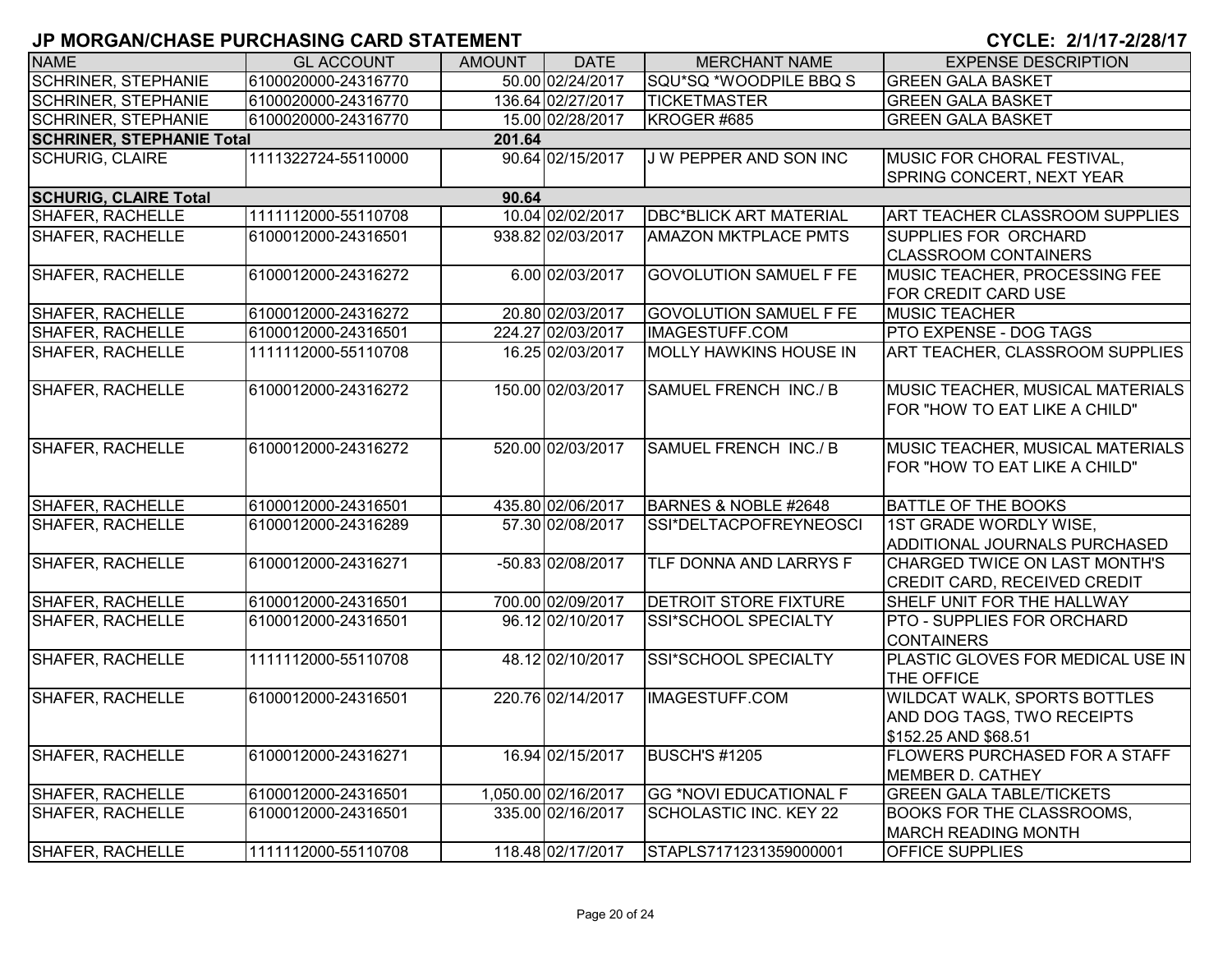# JP MORGAN/CHASE PURCHASING CARD STATEMENT

**CYCLE: 2/1/17-2/28/17**

| NAME | GL ACCOUNT | AMOUNT | DATE | MERCHANT NAME | EXPENSE DESCRIPTION |
|---|---|---|---|---|---|
| SCHRINER, STEPHANIE | 6100020000-24316770 | 50.00 | 02/24/2017 | SQU*SQ *WOODPILE BBQ S | GREEN GALA BASKET |
| SCHRINER, STEPHANIE | 6100020000-24316770 | 136.64 | 02/27/2017 | TICKETMASTER | GREEN GALA BASKET |
| SCHRINER, STEPHANIE | 6100020000-24316770 | 15.00 | 02/28/2017 | KROGER #685 | GREEN GALA BASKET |
| **SCHRINER, STEPHANIE Total** | | **201.64** | | | |
| SCHURIG, CLAIRE | 1111322724-55110000 | 90.64 | 02/15/2017 | J W PEPPER AND SON INC | MUSIC FOR CHORAL FESTIVAL, SPRING CONCERT, NEXT YEAR |
| **SCHURIG, CLAIRE Total** | | **90.64** | | | |
| SHAFER, RACHELLE | 1111112000-55110708 | 10.04 | 02/02/2017 | DBC*BLICK ART MATERIAL | ART TEACHER CLASSROOM SUPPLIES |
| SHAFER, RACHELLE | 6100012000-24316501 | 938.82 | 02/03/2017 | AMAZON MKTPLACE PMTS | SUPPLIES FOR ORCHARD CLASSROOM CONTAINERS |
| SHAFER, RACHELLE | 6100012000-24316272 | 6.00 | 02/03/2017 | GOVOLUTION SAMUEL F FE | MUSIC TEACHER, PROCESSING FEE FOR CREDIT CARD USE |
| SHAFER, RACHELLE | 6100012000-24316272 | 20.80 | 02/03/2017 | GOVOLUTION SAMUEL F FE | MUSIC TEACHER |
| SHAFER, RACHELLE | 6100012000-24316501 | 224.27 | 02/03/2017 | IMAGESTUFF.COM | PTO EXPENSE - DOG TAGS |
| SHAFER, RACHELLE | 1111112000-55110708 | 16.25 | 02/03/2017 | MOLLY HAWKINS HOUSE IN | ART TEACHER, CLASSROOM SUPPLIES |
| SHAFER, RACHELLE | 6100012000-24316272 | 150.00 | 02/03/2017 | SAMUEL FRENCH INC./ B | MUSIC TEACHER, MUSICAL MATERIALS FOR "HOW TO EAT LIKE A CHILD" |
| SHAFER, RACHELLE | 6100012000-24316272 | 520.00 | 02/03/2017 | SAMUEL FRENCH INC./ B | MUSIC TEACHER, MUSICAL MATERIALS FOR "HOW TO EAT LIKE A CHILD" |
| SHAFER, RACHELLE | 6100012000-24316501 | 435.80 | 02/06/2017 | BARNES & NOBLE #2648 | BATTLE OF THE BOOKS |
| SHAFER, RACHELLE | 6100012000-24316289 | 57.30 | 02/08/2017 | SSI*DELTACPOFREYNEOSCI | 1ST GRADE WORDLY WISE, ADDITIONAL JOURNALS PURCHASED |
| SHAFER, RACHELLE | 6100012000-24316271 | -50.83 | 02/08/2017 | TLF DONNA AND LARRYS F | CHARGED TWICE ON LAST MONTH'S CREDIT CARD, RECEIVED CREDIT |
| SHAFER, RACHELLE | 6100012000-24316501 | 700.00 | 02/09/2017 | DETROIT STORE FIXTURE | SHELF UNIT FOR THE HALLWAY |
| SHAFER, RACHELLE | 6100012000-24316501 | 96.12 | 02/10/2017 | SSI*SCHOOL SPECIALTY | PTO - SUPPLIES FOR ORCHARD CONTAINERS |
| SHAFER, RACHELLE | 1111112000-55110708 | 48.12 | 02/10/2017 | SSI*SCHOOL SPECIALTY | PLASTIC GLOVES FOR MEDICAL USE IN THE OFFICE |
| SHAFER, RACHELLE | 6100012000-24316501 | 220.76 | 02/14/2017 | IMAGESTUFF.COM | WILDCAT WALK, SPORTS BOTTLES AND DOG TAGS, TWO RECEIPTS $152.25 AND $68.51 |
| SHAFER, RACHELLE | 6100012000-24316271 | 16.94 | 02/15/2017 | BUSCH'S #1205 | FLOWERS PURCHASED FOR A STAFF MEMBER D. CATHEY |
| SHAFER, RACHELLE | 6100012000-24316501 | 1,050.00 | 02/16/2017 | GG *NOVI EDUCATIONAL F | GREEN GALA TABLE/TICKETS |
| SHAFER, RACHELLE | 6100012000-24316501 | 335.00 | 02/16/2017 | SCHOLASTIC INC. KEY 22 | BOOKS FOR THE CLASSROOMS, MARCH READING MONTH |
| SHAFER, RACHELLE | 1111112000-55110708 | 118.48 | 02/17/2017 | STAPLS7171231359000001 | OFFICE SUPPLIES |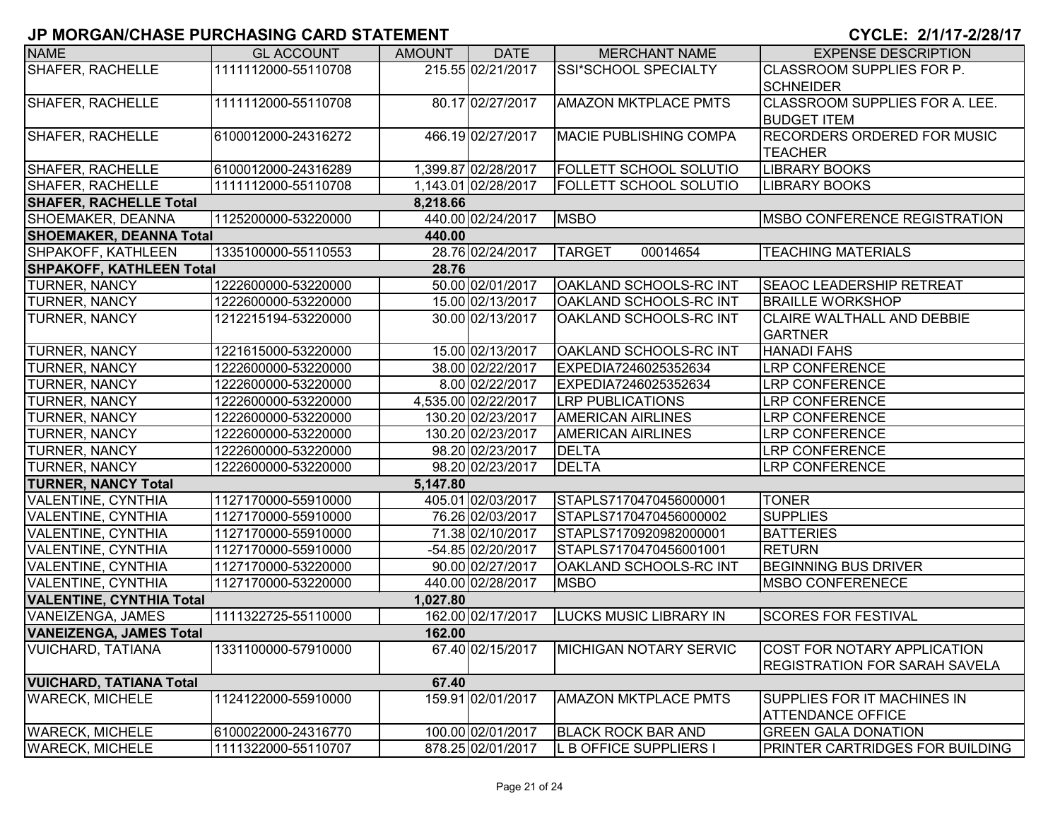# JP MORGAN/CHASE PURCHASING CARD STATEMENT

**CYCLE: 2/1/17-2/28/17**

| NAME | GL ACCOUNT | AMOUNT | DATE | MERCHANT NAME | EXPENSE DESCRIPTION |
|---|---|---|---|---|---|
| SHAFER, RACHELLE | 1111112000-55110708 | 215.55 | 02/21/2017 | SSI*SCHOOL SPECIALTY | CLASSROOM SUPPLIES FOR P. SCHNEIDER |
| SHAFER, RACHELLE | 1111112000-55110708 | 80.17 | 02/27/2017 | AMAZON MKTPLACE PMTS | CLASSROOM SUPPLIES FOR A. LEE. BUDGET ITEM |
| SHAFER, RACHELLE | 6100012000-24316272 | 466.19 | 02/27/2017 | MACIE PUBLISHING COMPA | RECORDERS ORDERED FOR MUSIC TEACHER |
| SHAFER, RACHELLE | 6100012000-24316289 | 1,399.87 | 02/28/2017 | FOLLETT SCHOOL SOLUTIO | LIBRARY BOOKS |
| SHAFER, RACHELLE | 1111112000-55110708 | 1,143.01 | 02/28/2017 | FOLLETT SCHOOL SOLUTIO | LIBRARY BOOKS |
| **SHAFER, RACHELLE Total** | | **8,218.66** | | | |
| SHOEMAKER, DEANNA | 1125200000-53220000 | 440.00 | 02/24/2017 | MSBO | MSBO CONFERENCE REGISTRATION |
| **SHOEMAKER, DEANNA Total** | | **440.00** | | | |
| SHPAKOFF, KATHLEEN | 1335100000-55110553 | 28.76 | 02/24/2017 | TARGET 00014654 | TEACHING MATERIALS |
| **SHPAKOFF, KATHLEEN Total** | | **28.76** | | | |
| TURNER, NANCY | 1222600000-53220000 | 50.00 | 02/01/2017 | OAKLAND SCHOOLS-RC INT | SEAOC LEADERSHIP RETREAT |
| TURNER, NANCY | 1222600000-53220000 | 15.00 | 02/13/2017 | OAKLAND SCHOOLS-RC INT | BRAILLE WORKSHOP |
| TURNER, NANCY | 1212215194-53220000 | 30.00 | 02/13/2017 | OAKLAND SCHOOLS-RC INT | CLAIRE WALTHALL AND DEBBIE GARTNER |
| TURNER, NANCY | 1221615000-53220000 | 15.00 | 02/13/2017 | OAKLAND SCHOOLS-RC INT | HANADI FAHS |
| TURNER, NANCY | 1222600000-53220000 | 38.00 | 02/22/2017 | EXPEDIA7246025352634 | LRP CONFERENCE |
| TURNER, NANCY | 1222600000-53220000 | 8.00 | 02/22/2017 | EXPEDIA7246025352634 | LRP CONFERENCE |
| TURNER, NANCY | 1222600000-53220000 | 4,535.00 | 02/22/2017 | LRP PUBLICATIONS | LRP CONFERENCE |
| TURNER, NANCY | 1222600000-53220000 | 130.20 | 02/23/2017 | AMERICAN AIRLINES | LRP CONFERENCE |
| TURNER, NANCY | 1222600000-53220000 | 130.20 | 02/23/2017 | AMERICAN AIRLINES | LRP CONFERENCE |
| TURNER, NANCY | 1222600000-53220000 | 98.20 | 02/23/2017 | DELTA | LRP CONFERENCE |
| TURNER, NANCY | 1222600000-53220000 | 98.20 | 02/23/2017 | DELTA | LRP CONFERENCE |
| **TURNER, NANCY Total** | | **5,147.80** | | | |
| VALENTINE, CYNTHIA | 1127170000-55910000 | 405.01 | 02/03/2017 | STAPLS7170470456000001 | TONER |
| VALENTINE, CYNTHIA | 1127170000-55910000 | 76.26 | 02/03/2017 | STAPLS7170470456000002 | SUPPLIES |
| VALENTINE, CYNTHIA | 1127170000-55910000 | 71.38 | 02/10/2017 | STAPLS7170920982000001 | BATTERIES |
| VALENTINE, CYNTHIA | 1127170000-55910000 | -54.85 | 02/20/2017 | STAPLS7170470456001001 | RETURN |
| VALENTINE, CYNTHIA | 1127170000-53220000 | 90.00 | 02/27/2017 | OAKLAND SCHOOLS-RC INT | BEGINNING BUS DRIVER |
| VALENTINE, CYNTHIA | 1127170000-53220000 | 440.00 | 02/28/2017 | MSBO | MSBO CONFERENECE |
| **VALENTINE, CYNTHIA Total** | | **1,027.80** | | | |
| VANEIZENGA, JAMES | 1111322725-55110000 | 162.00 | 02/17/2017 | LUCKS MUSIC LIBRARY IN | SCORES FOR FESTIVAL |
| **VANEIZENGA, JAMES Total** | | **162.00** | | | |
| VUICHARD, TATIANA | 1331100000-57910000 | 67.40 | 02/15/2017 | MICHIGAN NOTARY SERVIC | COST FOR NOTARY APPLICATION REGISTRATION FOR SARAH SAVELA |
| **VUICHARD, TATIANA Total** | | **67.40** | | | |
| WARECK, MICHELE | 1124122000-55910000 | 159.91 | 02/01/2017 | AMAZON MKTPLACE PMTS | SUPPLIES FOR IT MACHINES IN ATTENDANCE OFFICE |
| WARECK, MICHELE | 6100022000-24316770 | 100.00 | 02/01/2017 | BLACK ROCK BAR AND | GREEN GALA DONATION |
| WARECK, MICHELE | 1111322000-55110707 | 878.25 | 02/01/2017 | L B OFFICE SUPPLIERS I | PRINTER CARTRIDGES FOR BUILDING |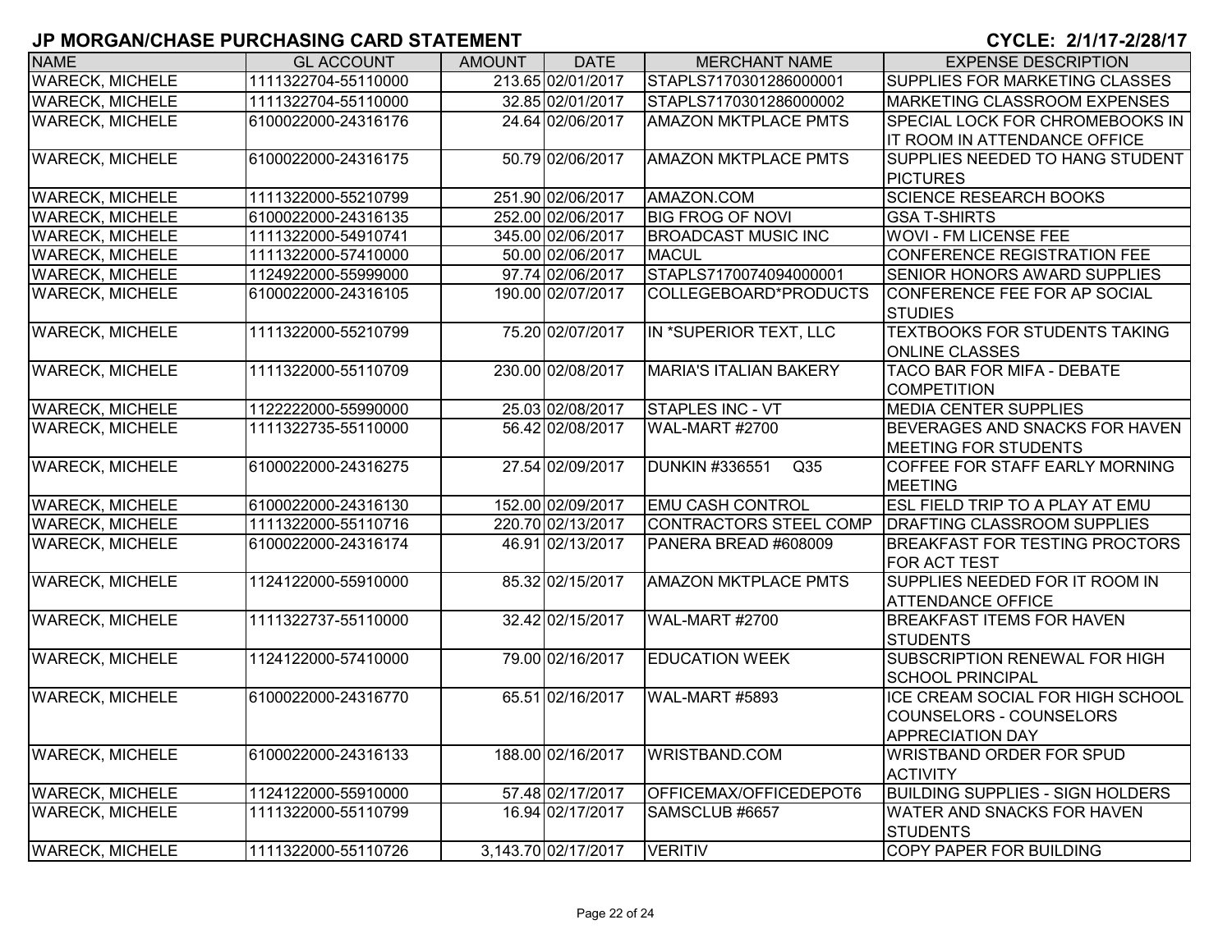# JP MORGAN/CHASE PURCHASING CARD STATEMENT

**CYCLE: 2/1/17-2/28/17**

| NAME | GL ACCOUNT | AMOUNT | DATE | MERCHANT NAME | EXPENSE DESCRIPTION |
|---|---|---|---|---|---|
| WARECK, MICHELE | 1111322704-55110000 | 213.65 | 02/01/2017 | STAPLS7170301286000001 | SUPPLIES FOR MARKETING CLASSES |
| WARECK, MICHELE | 1111322704-55110000 | 32.85 | 02/01/2017 | STAPLS7170301286000002 | MARKETING CLASSROOM EXPENSES |
| WARECK, MICHELE | 6100022000-24316176 | 24.64 | 02/06/2017 | AMAZON MKTPLACE PMTS | SPECIAL LOCK FOR CHROMEBOOKS IN IT ROOM IN ATTENDANCE OFFICE |
| WARECK, MICHELE | 6100022000-24316175 | 50.79 | 02/06/2017 | AMAZON MKTPLACE PMTS | SUPPLIES NEEDED TO HANG STUDENT PICTURES |
| WARECK, MICHELE | 1111322000-55210799 | 251.90 | 02/06/2017 | AMAZON.COM | SCIENCE RESEARCH BOOKS |
| WARECK, MICHELE | 6100022000-24316135 | 252.00 | 02/06/2017 | BIG FROG OF NOVI | GSA T-SHIRTS |
| WARECK, MICHELE | 1111322000-54910741 | 345.00 | 02/06/2017 | BROADCAST MUSIC INC | WOVI - FM LICENSE FEE |
| WARECK, MICHELE | 1111322000-57410000 | 50.00 | 02/06/2017 | MACUL | CONFERENCE REGISTRATION FEE |
| WARECK, MICHELE | 1124922000-55999000 | 97.74 | 02/06/2017 | STAPLS7170074094000001 | SENIOR HONORS AWARD SUPPLIES |
| WARECK, MICHELE | 6100022000-24316105 | 190.00 | 02/07/2017 | COLLEGEBOARD*PRODUCTS | CONFERENCE FEE FOR AP SOCIAL STUDIES |
| WARECK, MICHELE | 1111322000-55210799 | 75.20 | 02/07/2017 | IN *SUPERIOR TEXT, LLC | TEXTBOOKS FOR STUDENTS TAKING ONLINE CLASSES |
| WARECK, MICHELE | 1111322000-55110709 | 230.00 | 02/08/2017 | MARIA'S ITALIAN BAKERY | TACO BAR FOR MIFA - DEBATE COMPETITION |
| WARECK, MICHELE | 1122222000-55990000 | 25.03 | 02/08/2017 | STAPLES INC - VT | MEDIA CENTER SUPPLIES |
| WARECK, MICHELE | 1111322735-55110000 | 56.42 | 02/08/2017 | WAL-MART #2700 | BEVERAGES AND SNACKS FOR HAVEN MEETING FOR STUDENTS |
| WARECK, MICHELE | 6100022000-24316275 | 27.54 | 02/09/2017 | DUNKIN #336551 Q35 | COFFEE FOR STAFF EARLY MORNING MEETING |
| WARECK, MICHELE | 6100022000-24316130 | 152.00 | 02/09/2017 | EMU CASH CONTROL | ESL FIELD TRIP TO A PLAY AT EMU |
| WARECK, MICHELE | 1111322000-55110716 | 220.70 | 02/13/2017 | CONTRACTORS STEEL COMP | DRAFTING CLASSROOM SUPPLIES |
| WARECK, MICHELE | 6100022000-24316174 | 46.91 | 02/13/2017 | PANERA BREAD #608009 | BREAKFAST FOR TESTING PROCTORS FOR ACT TEST |
| WARECK, MICHELE | 1124122000-55910000 | 85.32 | 02/15/2017 | AMAZON MKTPLACE PMTS | SUPPLIES NEEDED FOR IT ROOM IN ATTENDANCE OFFICE |
| WARECK, MICHELE | 1111322737-55110000 | 32.42 | 02/15/2017 | WAL-MART #2700 | BREAKFAST ITEMS FOR HAVEN STUDENTS |
| WARECK, MICHELE | 1124122000-57410000 | 79.00 | 02/16/2017 | EDUCATION WEEK | SUBSCRIPTION RENEWAL FOR HIGH SCHOOL PRINCIPAL |
| WARECK, MICHELE | 6100022000-24316770 | 65.51 | 02/16/2017 | WAL-MART #5893 | ICE CREAM SOCIAL FOR HIGH SCHOOL COUNSELORS - COUNSELORS APPRECIATION DAY |
| WARECK, MICHELE | 6100022000-24316133 | 188.00 | 02/16/2017 | WRISTBAND.COM | WRISTBAND ORDER FOR SPUD ACTIVITY |
| WARECK, MICHELE | 1124122000-55910000 | 57.48 | 02/17/2017 | OFFICEMAX/OFFICEDEPOT6 | BUILDING SUPPLIES - SIGN HOLDERS |
| WARECK, MICHELE | 1111322000-55110799 | 16.94 | 02/17/2017 | SAMSCLUB #6657 | WATER AND SNACKS FOR HAVEN STUDENTS |
| WARECK, MICHELE | 1111322000-55110726 | 3,143.70 | 02/17/2017 | VERITIV | COPY PAPER FOR BUILDING |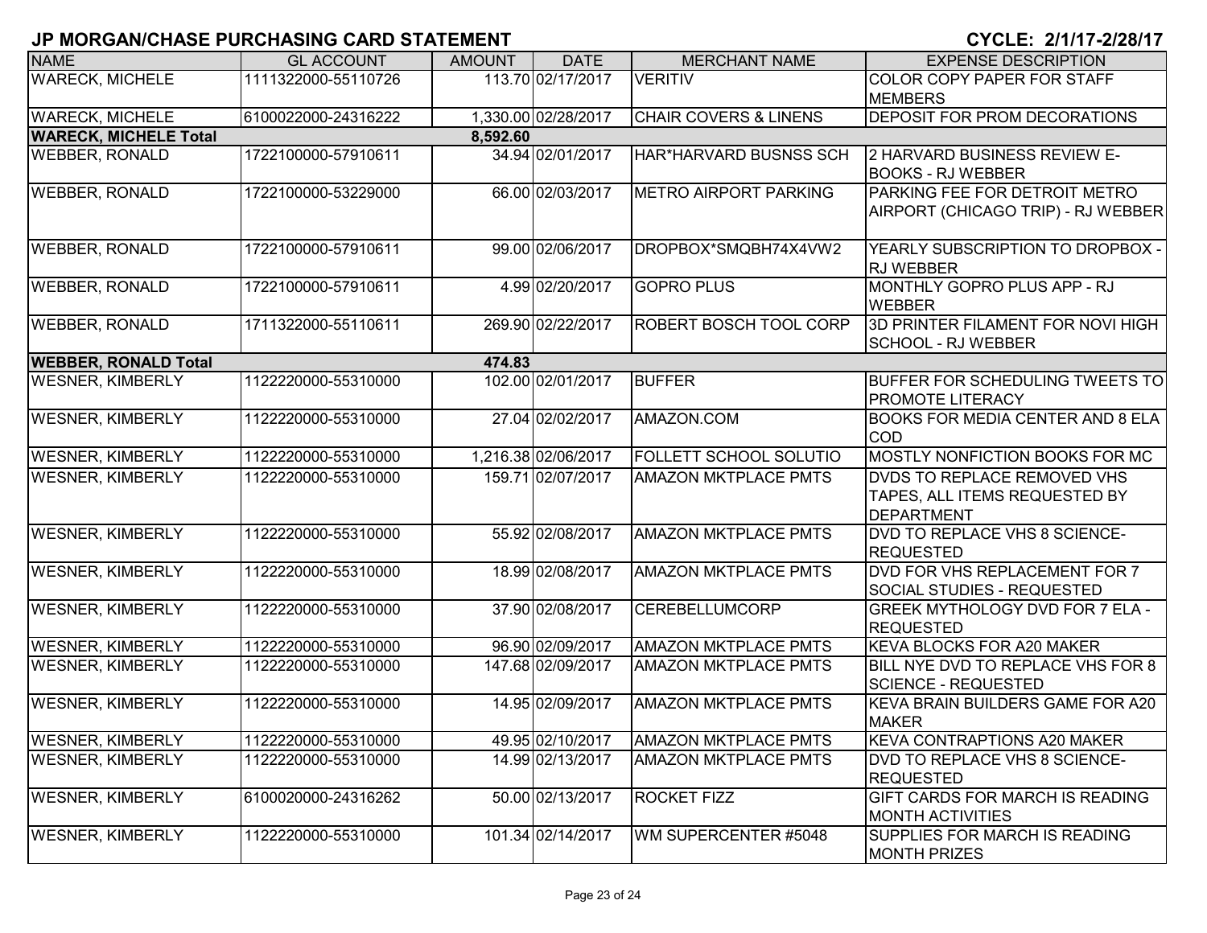## JP MORGAN/CHASE PURCHASING CARD STATEMENT

**CYCLE: 2/1/17-2/28/17**

| NAME | GL ACCOUNT | AMOUNT | DATE | MERCHANT NAME | EXPENSE DESCRIPTION |
|---|---|---|---|---|---|
| WARECK, MICHELE | 1111322000-55110726 | 113.70 | 02/17/2017 | VERITIV | COLOR COPY PAPER FOR STAFF MEMBERS |
| WARECK, MICHELE | 6100022000-24316222 | 1,330.00 | 02/28/2017 | CHAIR COVERS & LINENS | DEPOSIT FOR PROM DECORATIONS |
| **WARECK, MICHELE Total** | | **8,592.60** | | | |
| WEBBER, RONALD | 1722100000-57910611 | 34.94 | 02/01/2017 | HAR*HARVARD BUSNSS SCH | 2 HARVARD BUSINESS REVIEW E-BOOKS - RJ WEBBER |
| WEBBER, RONALD | 1722100000-53229000 | 66.00 | 02/03/2017 | METRO AIRPORT PARKING | PARKING FEE FOR DETROIT METRO AIRPORT (CHICAGO TRIP) - RJ WEBBER |
| WEBBER, RONALD | 1722100000-57910611 | 99.00 | 02/06/2017 | DROPBOX*SMQBH74X4VW2 | YEARLY SUBSCRIPTION TO DROPBOX - RJ WEBBER |
| WEBBER, RONALD | 1722100000-57910611 | 4.99 | 02/20/2017 | GOPRO PLUS | MONTHLY GOPRO PLUS APP - RJ WEBBER |
| WEBBER, RONALD | 1711322000-55110611 | 269.90 | 02/22/2017 | ROBERT BOSCH TOOL CORP | 3D PRINTER FILAMENT FOR NOVI HIGH SCHOOL - RJ WEBBER |
| **WEBBER, RONALD Total** | | **474.83** | | | |
| WESNER, KIMBERLY | 1122220000-55310000 | 102.00 | 02/01/2017 | BUFFER | BUFFER FOR SCHEDULING TWEETS TO PROMOTE LITERACY |
| WESNER, KIMBERLY | 1122220000-55310000 | 27.04 | 02/02/2017 | AMAZON.COM | BOOKS FOR MEDIA CENTER AND 8 ELA COD |
| WESNER, KIMBERLY | 1122220000-55310000 | 1,216.38 | 02/06/2017 | FOLLETT SCHOOL SOLUTIO | MOSTLY NONFICTION BOOKS FOR MC |
| WESNER, KIMBERLY | 1122220000-55310000 | 159.71 | 02/07/2017 | AMAZON MKTPLACE PMTS | DVDS TO REPLACE REMOVED VHS TAPES, ALL ITEMS REQUESTED BY DEPARTMENT |
| WESNER, KIMBERLY | 1122220000-55310000 | 55.92 | 02/08/2017 | AMAZON MKTPLACE PMTS | DVD TO REPLACE VHS 8 SCIENCE-REQUESTED |
| WESNER, KIMBERLY | 1122220000-55310000 | 18.99 | 02/08/2017 | AMAZON MKTPLACE PMTS | DVD FOR VHS REPLACEMENT FOR 7 SOCIAL STUDIES - REQUESTED |
| WESNER, KIMBERLY | 1122220000-55310000 | 37.90 | 02/08/2017 | CEREBELLUMCORP | GREEK MYTHOLOGY DVD FOR 7 ELA - REQUESTED |
| WESNER, KIMBERLY | 1122220000-55310000 | 96.90 | 02/09/2017 | AMAZON MKTPLACE PMTS | KEVA BLOCKS FOR A20 MAKER |
| WESNER, KIMBERLY | 1122220000-55310000 | 147.68 | 02/09/2017 | AMAZON MKTPLACE PMTS | BILL NYE DVD TO REPLACE VHS FOR 8 SCIENCE - REQUESTED |
| WESNER, KIMBERLY | 1122220000-55310000 | 14.95 | 02/09/2017 | AMAZON MKTPLACE PMTS | KEVA BRAIN BUILDERS GAME FOR A20 MAKER |
| WESNER, KIMBERLY | 1122220000-55310000 | 49.95 | 02/10/2017 | AMAZON MKTPLACE PMTS | KEVA CONTRAPTIONS A20 MAKER |
| WESNER, KIMBERLY | 1122220000-55310000 | 14.99 | 02/13/2017 | AMAZON MKTPLACE PMTS | DVD TO REPLACE VHS 8 SCIENCE-REQUESTED |
| WESNER, KIMBERLY | 6100020000-24316262 | 50.00 | 02/13/2017 | ROCKET FIZZ | GIFT CARDS FOR MARCH IS READING MONTH ACTIVITIES |
| WESNER, KIMBERLY | 1122220000-55310000 | 101.34 | 02/14/2017 | WM SUPERCENTER #5048 | SUPPLIES FOR MARCH IS READING MONTH PRIZES |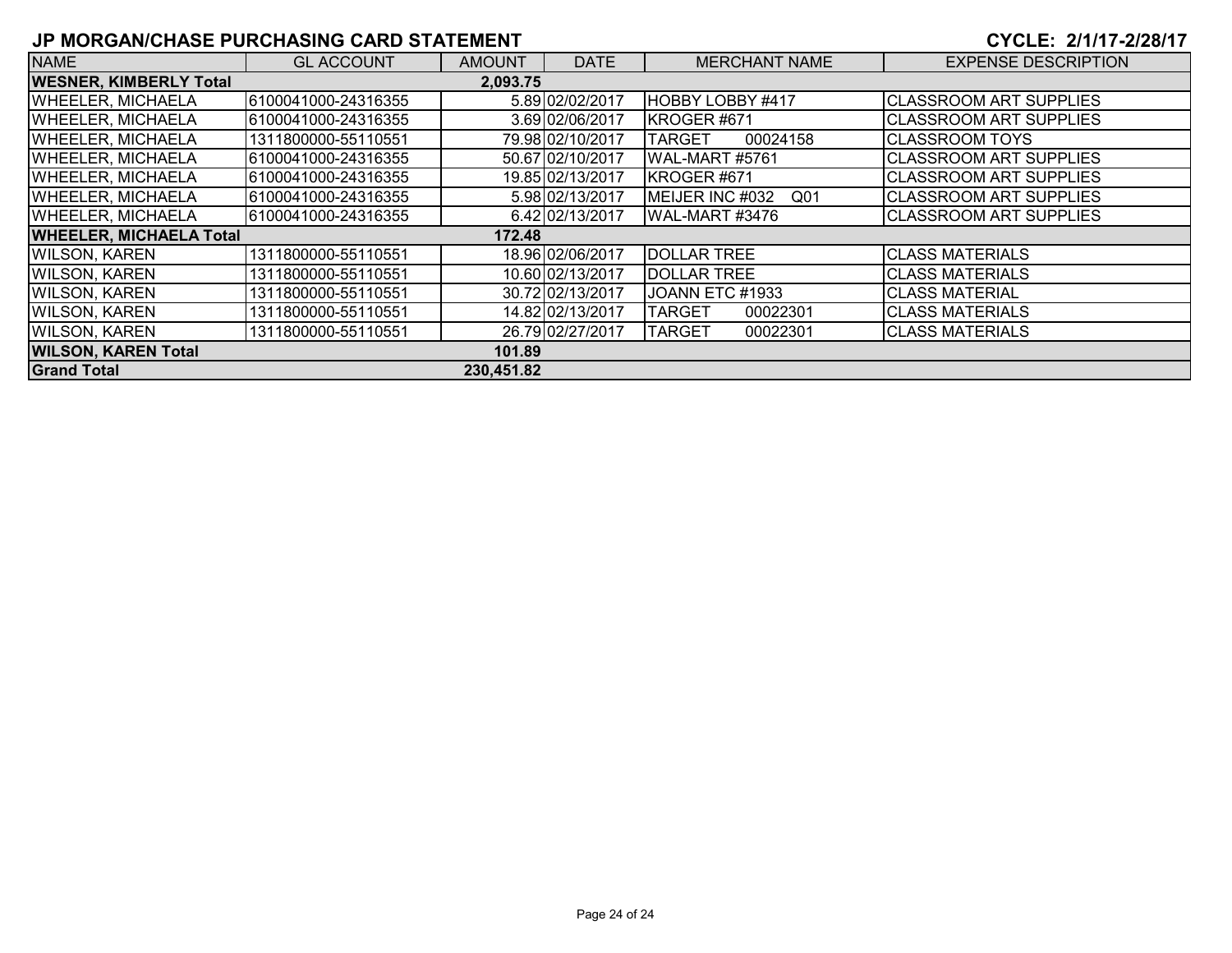## JP MORGAN/CHASE PURCHASING CARD STATEMENT

**CYCLE: 2/1/17-2/28/17**

| NAME | GL ACCOUNT | AMOUNT | DATE | MERCHANT NAME | EXPENSE DESCRIPTION |
|---|---|---|---|---|---|
| **WESNER, KIMBERLY Total** | | **2,093.75** | | | |
| WHEELER, MICHAELA | 6100041000-24316355 | 5.89 | 02/02/2017 | HOBBY LOBBY #417 | CLASSROOM ART SUPPLIES |
| WHEELER, MICHAELA | 6100041000-24316355 | 3.69 | 02/06/2017 | KROGER #671 | CLASSROOM ART SUPPLIES |
| WHEELER, MICHAELA | 1311800000-55110551 | 79.98 | 02/10/2017 | TARGET 00024158 | CLASSROOM TOYS |
| WHEELER, MICHAELA | 6100041000-24316355 | 50.67 | 02/10/2017 | WAL-MART #5761 | CLASSROOM ART SUPPLIES |
| WHEELER, MICHAELA | 6100041000-24316355 | 19.85 | 02/13/2017 | KROGER #671 | CLASSROOM ART SUPPLIES |
| WHEELER, MICHAELA | 6100041000-24316355 | 5.98 | 02/13/2017 | MEIJER INC #032 Q01 | CLASSROOM ART SUPPLIES |
| WHEELER, MICHAELA | 6100041000-24316355 | 6.42 | 02/13/2017 | WAL-MART #3476 | CLASSROOM ART SUPPLIES |
| **WHEELER, MICHAELA Total** | | **172.48** | | | |
| WILSON, KAREN | 1311800000-55110551 | 18.96 | 02/06/2017 | DOLLAR TREE | CLASS MATERIALS |
| WILSON, KAREN | 1311800000-55110551 | 10.60 | 02/13/2017 | DOLLAR TREE | CLASS MATERIALS |
| WILSON, KAREN | 1311800000-55110551 | 30.72 | 02/13/2017 | JOANN ETC #1933 | CLASS MATERIAL |
| WILSON, KAREN | 1311800000-55110551 | 14.82 | 02/13/2017 | TARGET 00022301 | CLASS MATERIALS |
| WILSON, KAREN | 1311800000-55110551 | 26.79 | 02/27/2017 | TARGET 00022301 | CLASS MATERIALS |
| **WILSON, KAREN Total** | | **101.89** | | | |
| **Grand Total** | | **230,451.82** | | | |